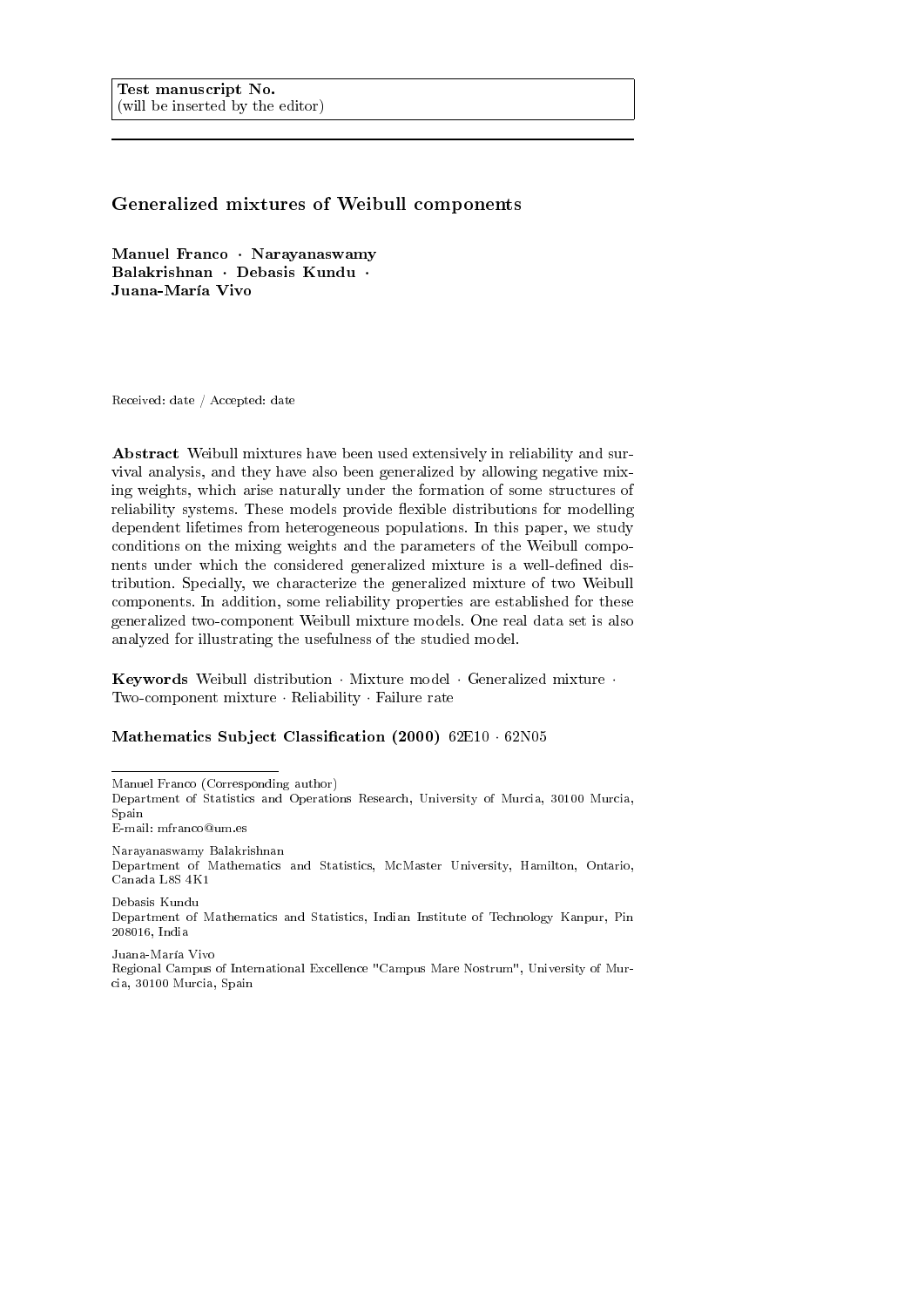**Test manuscript No.**
(will be inserted by the editor)

# Generalized mixtures of Weibull components

**Manuel Franco · Narayanaswamy Balakrishnan · Debasis Kundu · Juana-María Vivo**

Received: date / Accepted: date

**Abstract** Weibull mixtures have been used extensively in reliability and survival analysis, and they have also been generalized by allowing negative mixing weights, which arise naturally under the formation of some structures of reliability systems. These models provide flexible distributions for modelling dependent lifetimes from heterogeneous populations. In this paper, we study conditions on the mixing weights and the parameters of the Weibull components under which the considered generalized mixture is a well-defined distribution. Specially, we characterize the generalized mixture of two Weibull components. In addition, some reliability properties are established for these generalized two-component Weibull mixture models. One real data set is also analyzed for illustrating the usefulness of the studied model.

**Keywords** Weibull distribution · Mixture model · Generalized mixture · Two-component mixture · Reliability · Failure rate

**Mathematics Subject Classification (2000)** 62E10 · 62N05

---

Manuel Franco (Corresponding author)
Department of Statistics and Operations Research, University of Murcia, 30100 Murcia, Spain
E-mail: mfranco@um.es

Narayanaswamy Balakrishnan
Department of Mathematics and Statistics, McMaster University, Hamilton, Ontario, Canada L8S 4K1

Debasis Kundu
Department of Mathematics and Statistics, Indian Institute of Technology Kanpur, Pin 208016, India

Juana-María Vivo
Regional Campus of International Excellence "Campus Mare Nostrum", University of Murcia, 30100 Murcia, Spain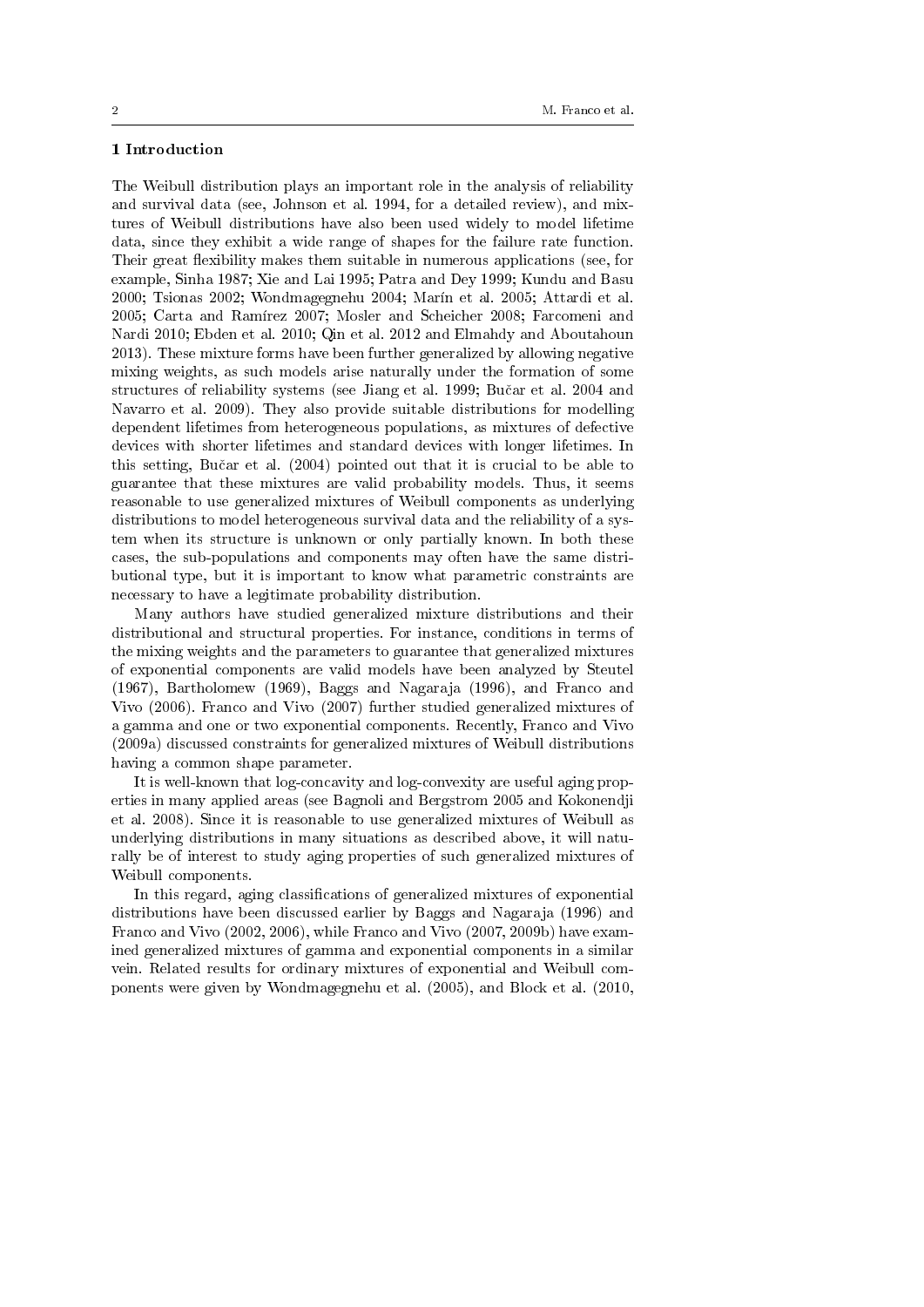## 1 Introduction

The Weibull distribution plays an important role in the analysis of reliability and survival data (see, Johnson et al. 1994, for a detailed review), and mixtures of Weibull distributions have also been used widely to model lifetime data, since they exhibit a wide range of shapes for the failure rate function. Their great flexibility makes them suitable in numerous applications (see, for example, Sinha 1987; Xie and Lai 1995; Patra and Dey 1999; Kundu and Basu 2000; Tsionas 2002; Wondmagegnehu 2004; Marín et al. 2005; Attardi et al. 2005; Carta and Ramírez 2007; Mosler and Scheicher 2008; Farcomeni and Nardi 2010; Ebden et al. 2010; Qin et al. 2012 and Elmahdy and Aboutahoun 2013). These mixture forms have been further generalized by allowing negative mixing weights, as such models arise naturally under the formation of some structures of reliability systems (see Jiang et al. 1999; Bučar et al. 2004 and Navarro et al. 2009). They also provide suitable distributions for modelling dependent lifetimes from heterogeneous populations, as mixtures of defective devices with shorter lifetimes and standard devices with longer lifetimes. In this setting, Bučar et al. (2004) pointed out that it is crucial to be able to guarantee that these mixtures are valid probability models. Thus, it seems reasonable to use generalized mixtures of Weibull components as underlying distributions to model heterogeneous survival data and the reliability of a system when its structure is unknown or only partially known. In both these cases, the sub-populations and components may often have the same distributional type, but it is important to know what parametric constraints are necessary to have a legitimate probability distribution.

Many authors have studied generalized mixture distributions and their distributional and structural properties. For instance, conditions in terms of the mixing weights and the parameters to guarantee that generalized mixtures of exponential components are valid models have been analyzed by Steutel (1967), Bartholomew (1969), Baggs and Nagaraja (1996), and Franco and Vivo (2006). Franco and Vivo (2007) further studied generalized mixtures of a gamma and one or two exponential components. Recently, Franco and Vivo (2009a) discussed constraints for generalized mixtures of Weibull distributions having a common shape parameter.

It is well-known that log-concavity and log-convexity are useful aging properties in many applied areas (see Bagnoli and Bergstrom 2005 and Kokonendji et al. 2008). Since it is reasonable to use generalized mixtures of Weibull as underlying distributions in many situations as described above, it will naturally be of interest to study aging properties of such generalized mixtures of Weibull components.

In this regard, aging classifications of generalized mixtures of exponential distributions have been discussed earlier by Baggs and Nagaraja (1996) and Franco and Vivo (2002, 2006), while Franco and Vivo (2007, 2009b) have examined generalized mixtures of gamma and exponential components in a similar vein. Related results for ordinary mixtures of exponential and Weibull components were given by Wondmagegnehu et al. (2005), and Block et al. (2010,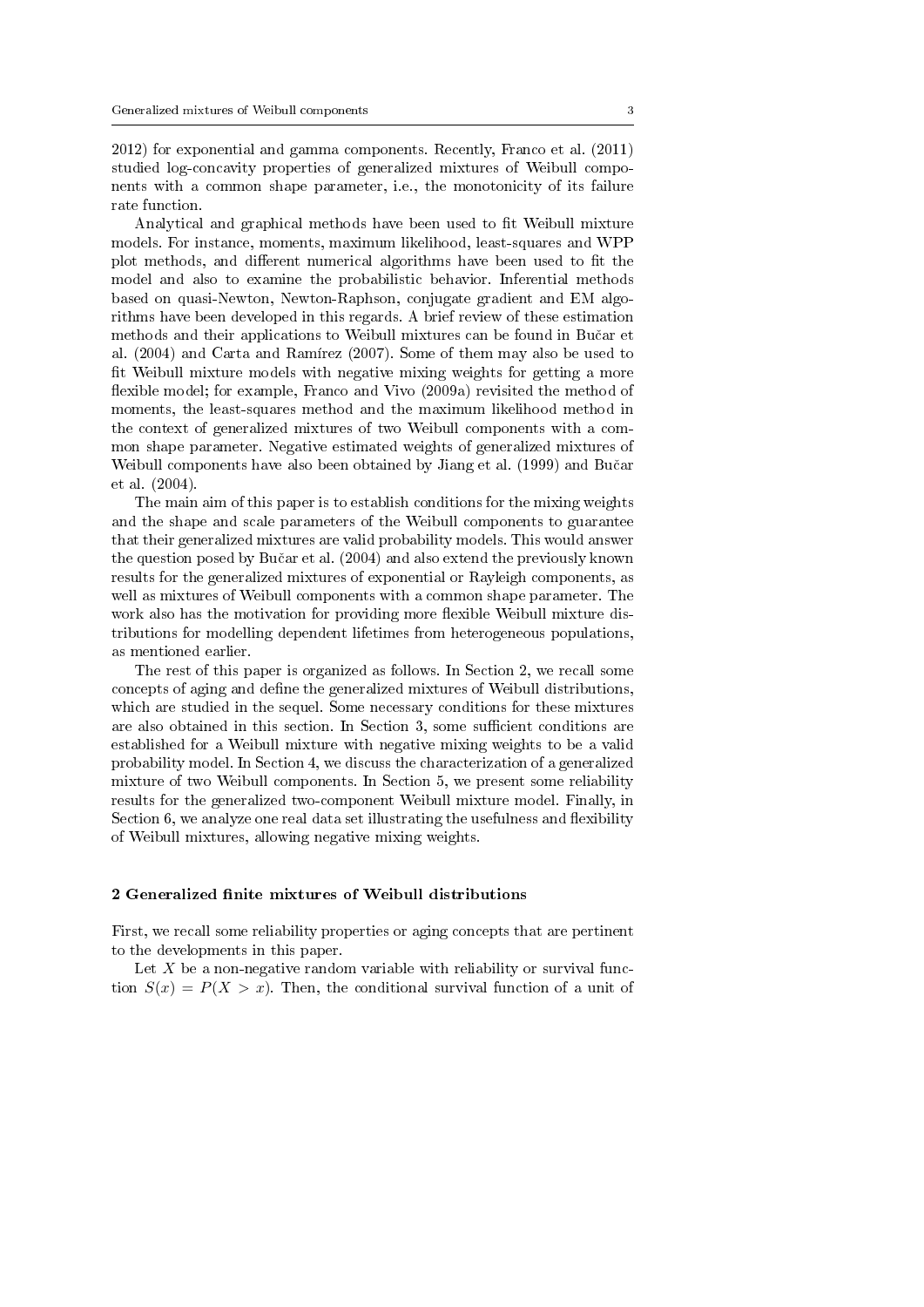2012) for exponential and gamma components. Recently, Franco et al. (2011) studied log-concavity properties of generalized mixtures of Weibull components with a common shape parameter, i.e., the monotonicity of its failure rate function.

Analytical and graphical methods have been used to fit Weibull mixture models. For instance, moments, maximum likelihood, least-squares and WPP plot methods, and different numerical algorithms have been used to fit the model and also to examine the probabilistic behavior. Inferential methods based on quasi-Newton, Newton-Raphson, conjugate gradient and EM algorithms have been developed in this regards. A brief review of these estimation methods and their applications to Weibull mixtures can be found in Bučar et al. (2004) and Carta and Ramírez (2007). Some of them may also be used to fit Weibull mixture models with negative mixing weights for getting a more flexible model; for example, Franco and Vivo (2009a) revisited the method of moments, the least-squares method and the maximum likelihood method in the context of generalized mixtures of two Weibull components with a common shape parameter. Negative estimated weights of generalized mixtures of Weibull components have also been obtained by Jiang et al. (1999) and Bučar et al. (2004).

The main aim of this paper is to establish conditions for the mixing weights and the shape and scale parameters of the Weibull components to guarantee that their generalized mixtures are valid probability models. This would answer the question posed by Bučar et al. (2004) and also extend the previously known results for the generalized mixtures of exponential or Rayleigh components, as well as mixtures of Weibull components with a common shape parameter. The work also has the motivation for providing more flexible Weibull mixture distributions for modelling dependent lifetimes from heterogeneous populations, as mentioned earlier.

The rest of this paper is organized as follows. In Section 2, we recall some concepts of aging and define the generalized mixtures of Weibull distributions, which are studied in the sequel. Some necessary conditions for these mixtures are also obtained in this section. In Section 3, some sufficient conditions are established for a Weibull mixture with negative mixing weights to be a valid probability model. In Section 4, we discuss the characterization of a generalized mixture of two Weibull components. In Section 5, we present some reliability results for the generalized two-component Weibull mixture model. Finally, in Section 6, we analyze one real data set illustrating the usefulness and flexibility of Weibull mixtures, allowing negative mixing weights.

## 2 Generalized finite mixtures of Weibull distributions

First, we recall some reliability properties or aging concepts that are pertinent to the developments in this paper.

Let $X$ be a non-negative random variable with reliability or survival function $S(x) = P(X > x)$. Then, the conditional survival function of a unit of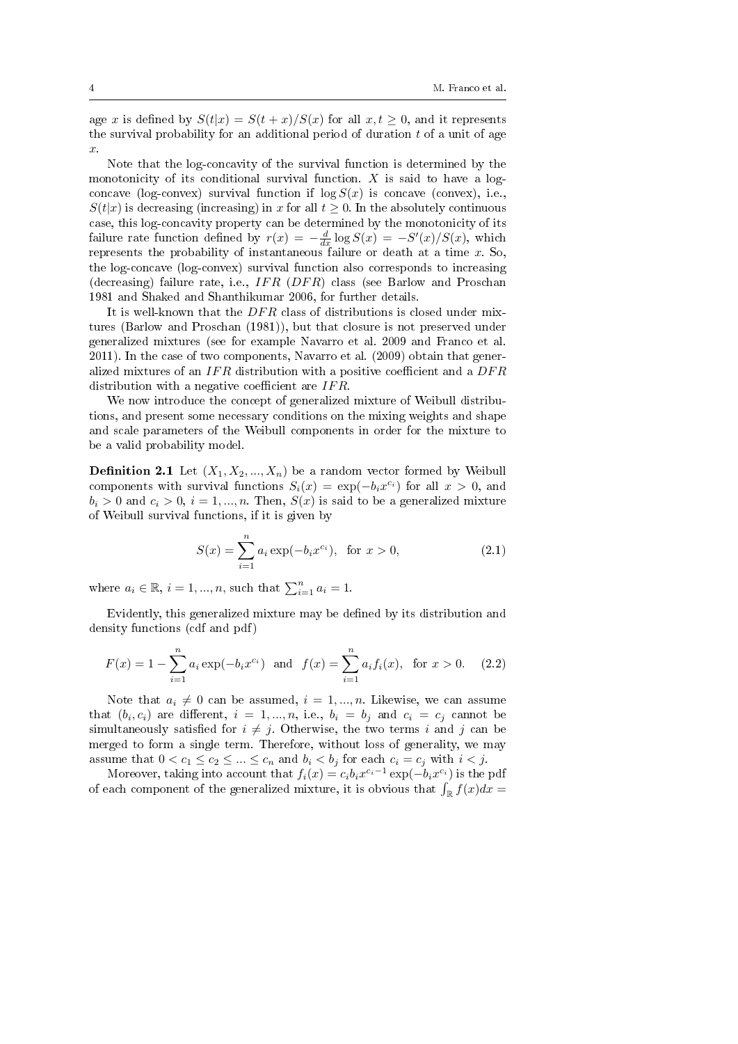age $x$ is defined by $S(t|x) = S(t+x)/S(x)$ for all $x, t \geq 0$, and it represents the survival probability for an additional period of duration $t$ of a unit of age $x$.

Note that the log-concavity of the survival function is determined by the monotonicity of its conditional survival function. $X$ is said to have a log-concave (log-convex) survival function if $\log S(x)$ is concave (convex), i.e., $S(t|x)$ is decreasing (increasing) in $x$ for all $t \geq 0$. In the absolutely continuous case, this log-concavity property can be determined by the monotonicity of its failure rate function defined by $r(x) = -\frac{d}{dx}\log S(x) = -S'(x)/S(x)$, which represents the probability of instantaneous failure or death at a time $x$. So, the log-concave (log-convex) survival function also corresponds to increasing (decreasing) failure rate, i.e., $IFR$ ($DFR$) class (see Barlow and Proschan 1981 and Shaked and Shanthikumar 2006, for further details.

It is well-known that the $DFR$ class of distributions is closed under mixtures (Barlow and Proschan (1981)), but that closure is not preserved under generalized mixtures (see for example Navarro et al. 2009 and Franco et al. 2011). In the case of two components, Navarro et al. (2009) obtain that generalized mixtures of an $IFR$ distribution with a positive coefficient and a $DFR$ distribution with a negative coefficient are $IFR$.

We now introduce the concept of generalized mixture of Weibull distributions, and present some necessary conditions on the mixing weights and shape and scale parameters of the Weibull components in order for the mixture to be a valid probability model.

**Definition 2.1** Let $(X_1, X_2, ..., X_n)$ be a random vector formed by Weibull components with survival functions $S_i(x) = \exp(-b_i x^{c_i})$ for all $x > 0$, and $b_i > 0$ and $c_i > 0$, $i = 1, ..., n$. Then, $S(x)$ is said to be a generalized mixture of Weibull survival functions, if it is given by

$$S(x) = \sum_{i=1}^{n} a_i \exp(-b_i x^{c_i}), \quad \text{for } x > 0, \tag{2.1}$$

where $a_i \in \mathbb{R}$, $i = 1, ..., n$, such that $\sum_{i=1}^{n} a_i = 1$.

Evidently, this generalized mixture may be defined by its distribution and density functions (cdf and pdf)

$$F(x) = 1 - \sum_{i=1}^{n} a_i \exp(-b_i x^{c_i}) \quad \text{and} \quad f(x) = \sum_{i=1}^{n} a_i f_i(x), \quad \text{for } x > 0. \tag{2.2}$$

Note that $a_i \neq 0$ can be assumed, $i = 1, ..., n$. Likewise, we can assume that $(b_i, c_i)$ are different, $i = 1, ..., n$, i.e., $b_i = b_j$ and $c_i = c_j$ cannot be simultaneously satisfied for $i \neq j$. Otherwise, the two terms $i$ and $j$ can be merged to form a single term. Therefore, without loss of generality, we may assume that $0 < c_1 \leq c_2 \leq ... \leq c_n$ and $b_i < b_j$ for each $c_i = c_j$ with $i < j$.

Moreover, taking into account that $f_i(x) = c_i b_i x^{c_i - 1} \exp(-b_i x^{c_i})$ is the pdf of each component of the generalized mixture, it is obvious that $\int_{\mathbb{R}} f(x)dx =$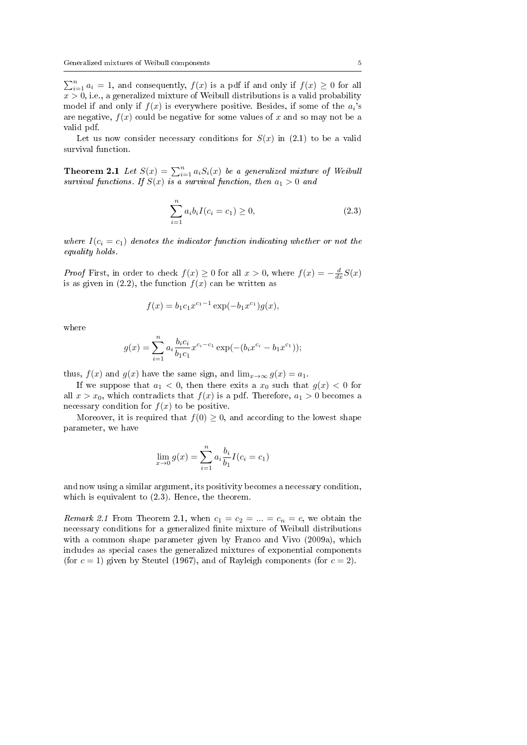$\sum_{i=1}^{n} a_i = 1$, and consequently, $f(x)$ is a pdf if and only if $f(x) \geq 0$ for all $x > 0$, i.e., a generalized mixture of Weibull distributions is a valid probability model if and only if $f(x)$ is everywhere positive. Besides, if some of the $a_i$'s are negative, $f(x)$ could be negative for some values of $x$ and so may not be a valid pdf.

Let us now consider necessary conditions for $S(x)$ in (2.1) to be a valid survival function.

**Theorem 2.1** *Let $S(x) = \sum_{i=1}^{n} a_i S_i(x)$ be a generalized mixture of Weibull survival functions. If $S(x)$ is a survival function, then $a_1 > 0$ and*

$$\sum_{i=1}^{n} a_i b_i I(c_i = c_1) \geq 0, \tag{2.3}$$

*where $I(c_i = c_1)$ denotes the indicator function indicating whether or not the equality holds.*

*Proof* First, in order to check $f(x) \geq 0$ for all $x > 0$, where $f(x) = -\frac{d}{dx}S(x)$ is as given in (2.2), the function $f(x)$ can be written as

$$f(x) = b_1 c_1 x^{c_1 - 1} \exp(-b_1 x^{c_1}) g(x),$$

where

$$g(x) = \sum_{i=1}^{n} a_i \frac{b_i c_i}{b_1 c_1} x^{c_i - c_1} \exp(-(b_i x^{c_i} - b_1 x^{c_1}));$$

thus, $f(x)$ and $g(x)$ have the same sign, and $\lim_{x\to\infty} g(x) = a_1$.

If we suppose that $a_1 < 0$, then there exits a $x_0$ such that $g(x) < 0$ for all $x > x_0$, which contradicts that $f(x)$ is a pdf. Therefore, $a_1 > 0$ becomes a necessary condition for $f(x)$ to be positive.

Moreover, it is required that $f(0) \geq 0$, and according to the lowest shape parameter, we have

$$\lim_{x\to 0} g(x) = \sum_{i=1}^{n} a_i \frac{b_i}{b_1} I(c_i = c_1)$$

and now using a similar argument, its positivity becomes a necessary condition, which is equivalent to (2.3). Hence, the theorem.

*Remark 2.1* From Theorem 2.1, when $c_1 = c_2 = ... = c_n = c$, we obtain the necessary conditions for a generalized finite mixture of Weibull distributions with a common shape parameter given by Franco and Vivo (2009a), which includes as special cases the generalized mixtures of exponential components (for $c = 1$) given by Steutel (1967), and of Rayleigh components (for $c = 2$).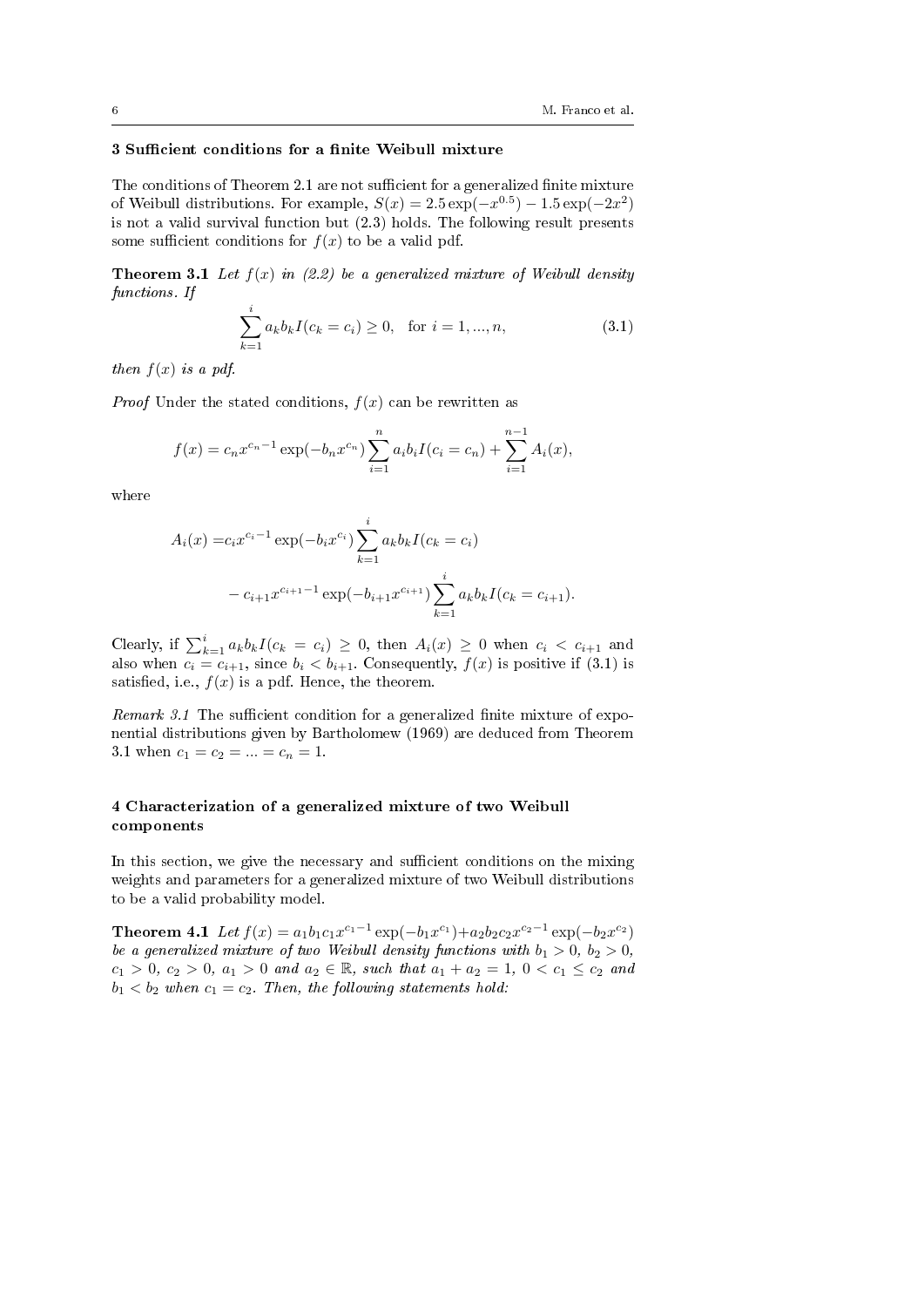## 3 Sufficient conditions for a finite Weibull mixture

The conditions of Theorem 2.1 are not sufficient for a generalized finite mixture of Weibull distributions. For example, $S(x) = 2.5\exp(-x^{0.5}) - 1.5\exp(-2x^2)$ is not a valid survival function but (2.3) holds. The following result presents some sufficient conditions for $f(x)$ to be a valid pdf.

**Theorem 3.1** *Let $f(x)$ in (2.2) be a generalized mixture of Weibull density functions. If*

$$\sum_{k=1}^{i} a_k b_k I(c_k = c_i) \geq 0, \quad \text{for } i = 1, ..., n, \tag{3.1}$$

*then $f(x)$ is a pdf.*

*Proof* Under the stated conditions, $f(x)$ can be rewritten as

$$f(x) = c_n x^{c_n - 1} \exp(-b_n x^{c_n}) \sum_{i=1}^{n} a_i b_i I(c_i = c_n) + \sum_{i=1}^{n-1} A_i(x),$$

where

$$\begin{aligned} A_i(x) = & c_i x^{c_i - 1} \exp(-b_i x^{c_i}) \sum_{k=1}^{i} a_k b_k I(c_k = c_i) \\ & - c_{i+1} x^{c_{i+1} - 1} \exp(-b_{i+1} x^{c_{i+1}}) \sum_{k=1}^{i} a_k b_k I(c_k = c_{i+1}). \end{aligned}$$

Clearly, if $\sum_{k=1}^{i} a_k b_k I(c_k = c_i) \geq 0$, then $A_i(x) \geq 0$ when $c_i < c_{i+1}$ and also when $c_i = c_{i+1}$, since $b_i < b_{i+1}$. Consequently, $f(x)$ is positive if (3.1) is satisfied, i.e., $f(x)$ is a pdf. Hence, the theorem.

*Remark 3.1* The sufficient condition for a generalized finite mixture of exponential distributions given by Bartholomew (1969) are deduced from Theorem 3.1 when $c_1 = c_2 = ... = c_n = 1$.

## 4 Characterization of a generalized mixture of two Weibull components

In this section, we give the necessary and sufficient conditions on the mixing weights and parameters for a generalized mixture of two Weibull distributions to be a valid probability model.

**Theorem 4.1** *Let $f(x) = a_1 b_1 c_1 x^{c_1 - 1} \exp(-b_1 x^{c_1}) + a_2 b_2 c_2 x^{c_2 - 1} \exp(-b_2 x^{c_2})$ be a generalized mixture of two Weibull density functions with $b_1 > 0$, $b_2 > 0$, $c_1 > 0$, $c_2 > 0$, $a_1 > 0$ and $a_2 \in \mathbb{R}$, such that $a_1 + a_2 = 1$, $0 < c_1 \leq c_2$ and $b_1 < b_2$ when $c_1 = c_2$. Then, the following statements hold:*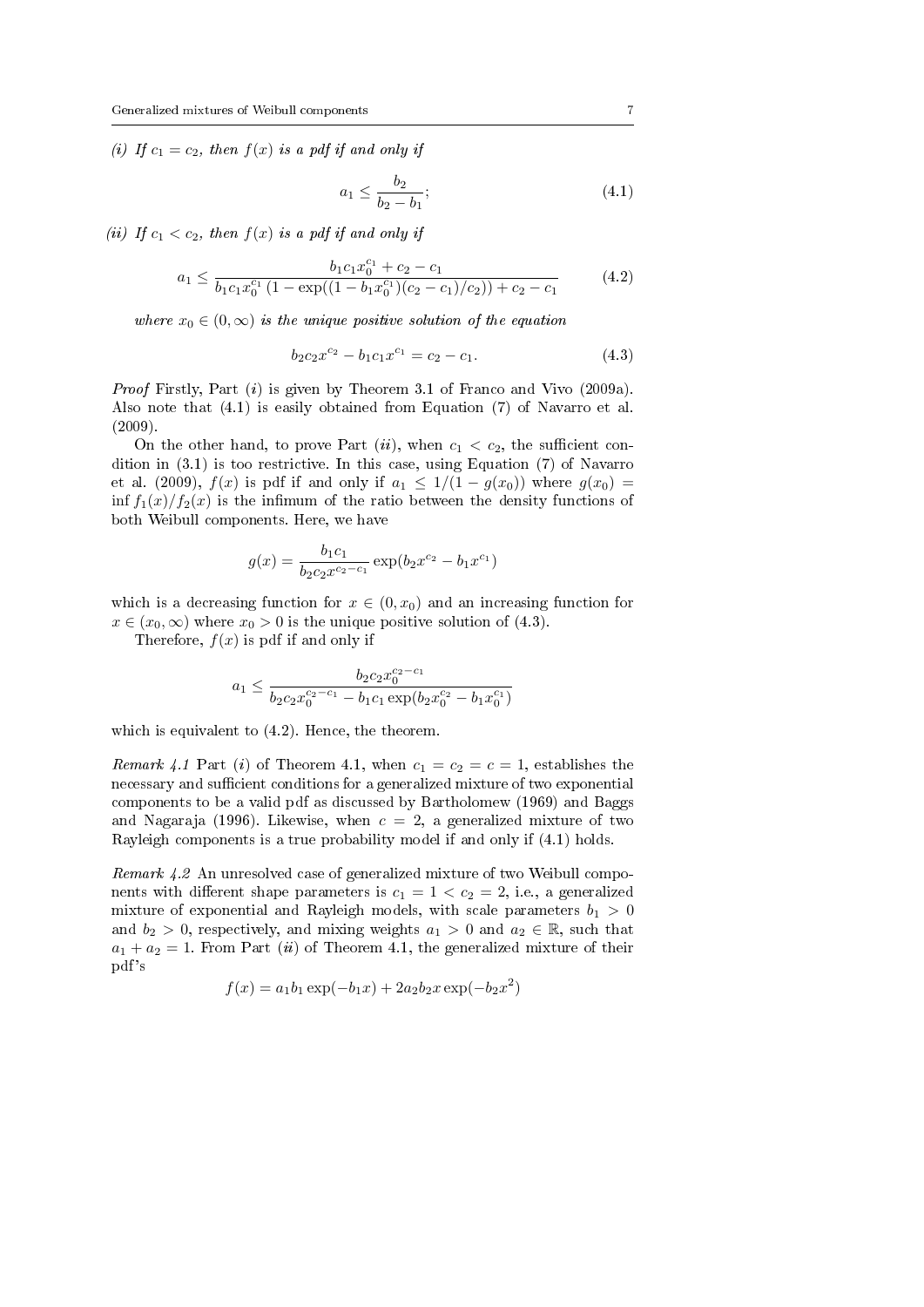*(i) If $c_1 = c_2$, then $f(x)$ is a pdf if and only if*

$$a_1 \leq \frac{b_2}{b_2 - b_1}; \tag{4.1}$$

*(ii) If $c_1 < c_2$, then $f(x)$ is a pdf if and only if*

$$a_1 \leq \frac{b_1 c_1 x_0^{c_1} + c_2 - c_1}{b_1 c_1 x_0^{c_1} \left(1 - \exp((1 - b_1 x_0^{c_1})(c_2 - c_1)/c_2)\right) + c_2 - c_1} \tag{4.2}$$

*where $x_0 \in (0, \infty)$ is the unique positive solution of the equation*

$$b_2 c_2 x^{c_2} - b_1 c_1 x^{c_1} = c_2 - c_1. \tag{4.3}$$

*Proof* Firstly, Part $(i)$ is given by Theorem 3.1 of Franco and Vivo (2009a). Also note that (4.1) is easily obtained from Equation (7) of Navarro et al. (2009).

On the other hand, to prove Part $(ii)$, when $c_1 < c_2$, the sufficient condition in (3.1) is too restrictive. In this case, using Equation (7) of Navarro et al. (2009), $f(x)$ is pdf if and only if $a_1 \leq 1/(1 - g(x_0))$ where $g(x_0) = \inf f_1(x)/f_2(x)$ is the infimum of the ratio between the density functions of both Weibull components. Here, we have

$$g(x) = \frac{b_1 c_1}{b_2 c_2 x^{c_2 - c_1}} \exp(b_2 x^{c_2} - b_1 x^{c_1})$$

which is a decreasing function for $x \in (0, x_0)$ and an increasing function for $x \in (x_0, \infty)$ where $x_0 > 0$ is the unique positive solution of (4.3).

Therefore, $f(x)$ is pdf if and only if

$$a_1 \leq \frac{b_2 c_2 x_0^{c_2 - c_1}}{b_2 c_2 x_0^{c_2 - c_1} - b_1 c_1 \exp(b_2 x_0^{c_2} - b_1 x_0^{c_1})}$$

which is equivalent to (4.2). Hence, the theorem.

*Remark 4.1* Part $(i)$ of Theorem 4.1, when $c_1 = c_2 = c = 1$, establishes the necessary and sufficient conditions for a generalized mixture of two exponential components to be a valid pdf as discussed by Bartholomew (1969) and Baggs and Nagaraja (1996). Likewise, when $c = 2$, a generalized mixture of two Rayleigh components is a true probability model if and only if (4.1) holds.

*Remark 4.2* An unresolved case of generalized mixture of two Weibull components with different shape parameters is $c_1 = 1 < c_2 = 2$, i.e., a generalized mixture of exponential and Rayleigh models, with scale parameters $b_1 > 0$ and $b_2 > 0$, respectively, and mixing weights $a_1 > 0$ and $a_2 \in \mathbb{R}$, such that $a_1 + a_2 = 1$. From Part $(ii)$ of Theorem 4.1, the generalized mixture of their pdf's

$$f(x) = a_1 b_1 \exp(-b_1 x) + 2 a_2 b_2 x \exp(-b_2 x^2)$$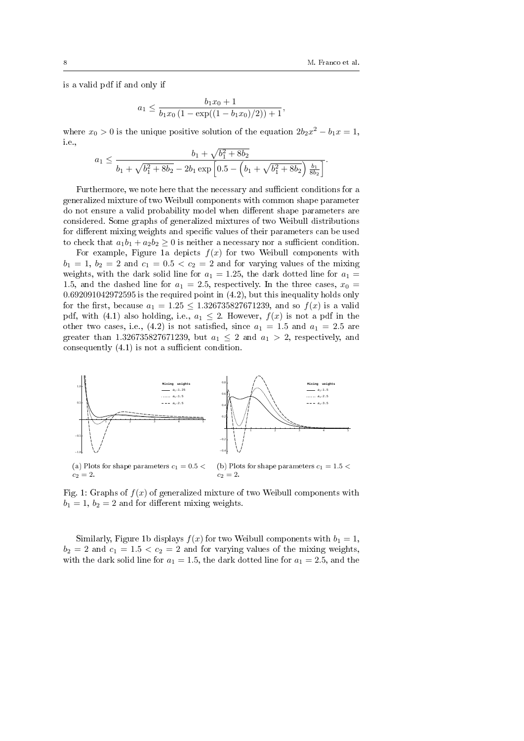is a valid pdf if and only if

$$a_1 \leq \frac{b_1 x_0 + 1}{b_1 x_0 \left(1 - \exp((1 - b_1 x_0)/2)\right) + 1},$$

where $x_0 > 0$ is the unique positive solution of the equation $2b_2x^2 - b_1x = 1$, i.e.,

$$a_1 \leq \frac{b_1 + \sqrt{b_1^2 + 8b_2}}{b_1 + \sqrt{b_1^2 + 8b_2} - 2b_1 \exp\left[0.5 - \left(b_1 + \sqrt{b_1^2 + 8b_2}\right)\frac{b_1}{8b_2}\right]}.$$

Furthermore, we note here that the necessary and sufficient conditions for a generalized mixture of two Weibull components with common shape parameter do not ensure a valid probability model when different shape parameters are considered. Some graphs of generalized mixtures of two Weibull distributions for different mixing weights and specific values of their parameters can be used to check that $a_1b_1 + a_2b_2 \geq 0$ is neither a necessary nor a sufficient condition.

For example, Figure 1a depicts $f(x)$ for two Weibull components with $b_1 = 1$, $b_2 = 2$ and $c_1 = 0.5 < c_2 = 2$ and for varying values of the mixing weights, with the dark solid line for $a_1 = 1.25$, the dark dotted line for $a_1 = 1.5$, and the dashed line for $a_1 = 2.5$, respectively. In the three cases, $x_0 = 0.692091042972595$ is the required point in (4.2), but this inequality holds only for the first, because $a_1 = 1.25 \leq 1.326735827671239$, and so $f(x)$ is a valid pdf, with (4.1) also holding, i.e., $a_1 \leq 2$. However, $f(x)$ is not a pdf in the other two cases, i.e., (4.2) is not satisfied, since $a_1 = 1.5$ and $a_1 = 2.5$ are greater than $1.326735827671239$, but $a_1 \leq 2$ and $a_1 > 2$, respectively, and consequently (4.1) is not a sufficient condition.

(a) Plots for shape parameters $c_1 = 0.5 < c_2 = 2$.

(b) Plots for shape parameters $c_1 = 1.5 < c_2 = 2$.

Fig. 1: Graphs of $f(x)$ of generalized mixture of two Weibull components with $b_1 = 1$, $b_2 = 2$ and for different mixing weights.

Similarly, Figure 1b displays $f(x)$ for two Weibull components with $b_1 = 1$, $b_2 = 2$ and $c_1 = 1.5 < c_2 = 2$ and for varying values of the mixing weights, with the dark solid line for $a_1 = 1.5$, the dark dotted line for $a_1 = 2.5$, and the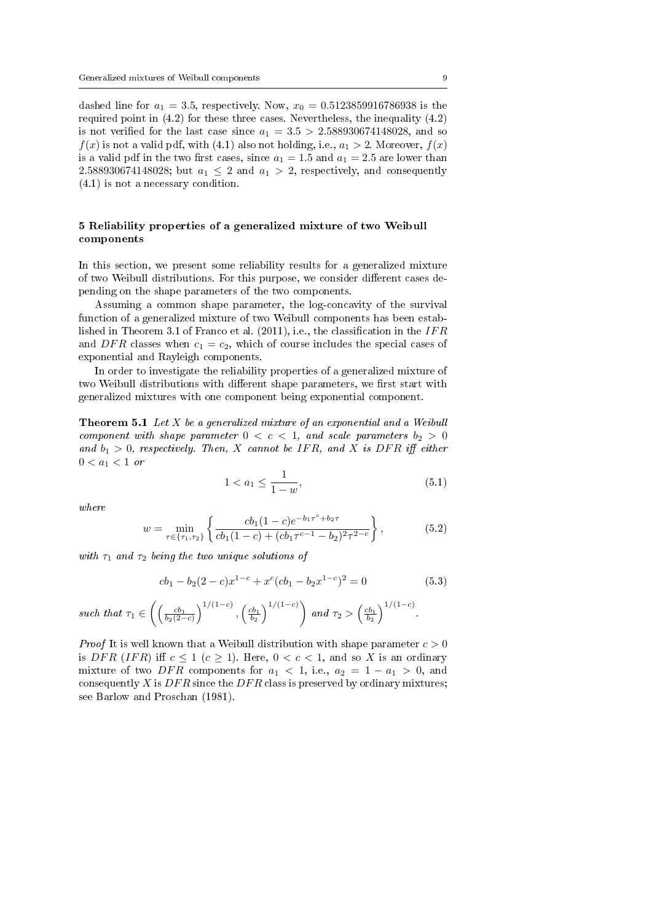dashed line for $a_1 = 3.5$, respectively. Now, $x_0 = 0.5123859916786938$ is the required point in (4.2) for these three cases. Nevertheless, the inequality (4.2) is not verified for the last case since $a_1 = 3.5 > 2.588930674148028$, and so $f(x)$ is not a valid pdf, with (4.1) also not holding, i.e., $a_1 > 2$. Moreover, $f(x)$ is a valid pdf in the two first cases, since $a_1 = 1.5$ and $a_1 = 2.5$ are lower than $2.588930674148028$; but $a_1 \leq 2$ and $a_1 > 2$, respectively, and consequently (4.1) is not a necessary condition.

## 5 Reliability properties of a generalized mixture of two Weibull components

In this section, we present some reliability results for a generalized mixture of two Weibull distributions. For this purpose, we consider different cases depending on the shape parameters of the two components.

Assuming a common shape parameter, the log-concavity of the survival function of a generalized mixture of two Weibull components has been established in Theorem 3.1 of Franco et al. (2011), i.e., the classification in the $IFR$ and $DFR$ classes when $c_1 = c_2$, which of course includes the special cases of exponential and Rayleigh components.

In order to investigate the reliability properties of a generalized mixture of two Weibull distributions with different shape parameters, we first start with generalized mixtures with one component being exponential component.

**Theorem 5.1** *Let $X$ be a generalized mixture of an exponential and a Weibull component with shape parameter $0 < c < 1$, and scale parameters $b_2 > 0$ and $b_1 > 0$, respectively. Then, $X$ cannot be $IFR$, and $X$ is $DFR$ iff either $0 < a_1 < 1$ or*

$$1 < a_1 \leq \frac{1}{1-w}, \tag{5.1}$$

*where*

$$w = \min_{\tau \in \{\tau_1, \tau_2\}} \left\{ \frac{cb_1(1-c)e^{-b_1\tau^c + b_2\tau}}{cb_1(1-c) + (cb_1\tau^{c-1} - b_2)^2\tau^{2-c}} \right\}, \tag{5.2}$$

*with $\tau_1$ and $\tau_2$ being the two unique solutions of*

$$cb_1 - b_2(2-c)x^{1-c} + x^c(cb_1 - b_2x^{1-c})^2 = 0 \tag{5.3}$$

*such that $\tau_1 \in \left( \left(\frac{cb_1}{b_2(2-c)}\right)^{1/(1-c)}, \left(\frac{cb_1}{b_2}\right)^{1/(1-c)} \right)$ and $\tau_2 > \left(\frac{cb_1}{b_2}\right)^{1/(1-c)}$.*

*Proof* It is well known that a Weibull distribution with shape parameter $c > 0$ is $DFR$ ($IFR$) iff $c \leq 1$ ($c \geq 1$). Here, $0 < c < 1$, and so $X$ is an ordinary mixture of two $DFR$ components for $a_1 < 1$, i.e., $a_2 = 1 - a_1 > 0$, and consequently $X$ is $DFR$ since the $DFR$ class is preserved by ordinary mixtures; see Barlow and Proschan (1981).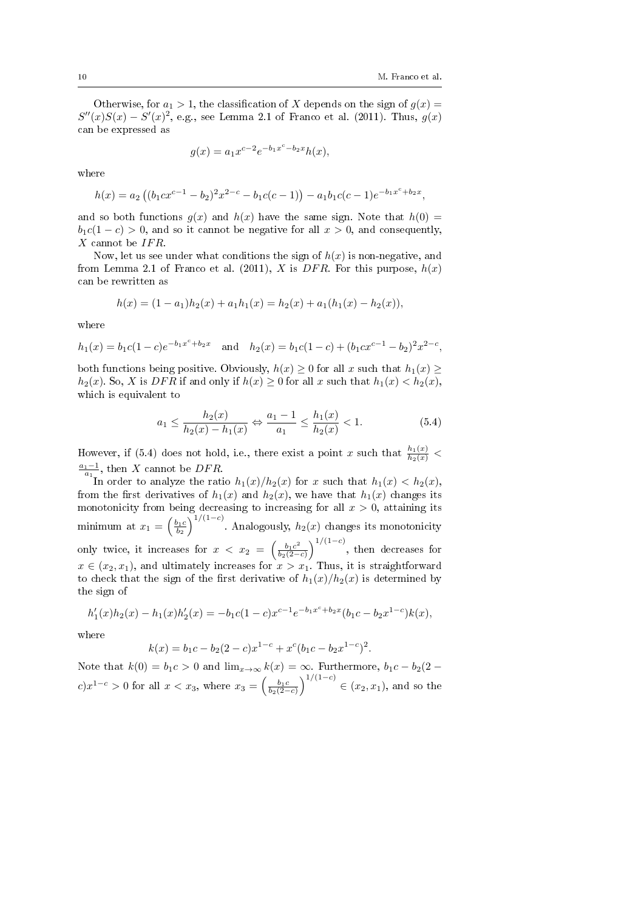Otherwise, for $a_1 > 1$, the classification of $X$ depends on the sign of $g(x) = S''(x)S(x) - S'(x)^2$, e.g., see Lemma 2.1 of Franco et al. (2011). Thus, $g(x)$ can be expressed as

$$g(x) = a_1 x^{c-2} e^{-b_1 x^c - b_2 x} h(x),$$

where

$$h(x) = a_2 \left( (b_1 c x^{c-1} - b_2)^2 x^{2-c} - b_1 c(c-1) \right) - a_1 b_1 c(c-1) e^{-b_1 x^c + b_2 x},$$

and so both functions $g(x)$ and $h(x)$ have the same sign. Note that $h(0) = b_1 c(1-c) > 0$, and so it cannot be negative for all $x > 0$, and consequently, $X$ cannot be $IFR$.

Now, let us see under what conditions the sign of $h(x)$ is non-negative, and from Lemma 2.1 of Franco et al. (2011), $X$ is $DFR$. For this purpose, $h(x)$ can be rewritten as

$$h(x) = (1 - a_1) h_2(x) + a_1 h_1(x) = h_2(x) + a_1(h_1(x) - h_2(x)),$$

where

$$h_1(x) = b_1 c(1-c) e^{-b_1 x^c + b_2 x} \quad \text{and} \quad h_2(x) = b_1 c(1-c) + (b_1 c x^{c-1} - b_2)^2 x^{2-c},$$

both functions being positive. Obviously, $h(x) \geq 0$ for all $x$ such that $h_1(x) \geq h_2(x)$. So, $X$ is $DFR$ if and only if $h(x) \geq 0$ for all $x$ such that $h_1(x) < h_2(x)$, which is equivalent to

$$a_1 \leq \frac{h_2(x)}{h_2(x) - h_1(x)} \Leftrightarrow \frac{a_1 - 1}{a_1} \leq \frac{h_1(x)}{h_2(x)} < 1. \tag{5.4}$$

However, if (5.4) does not hold, i.e., there exist a point $x$ such that $\frac{h_1(x)}{h_2(x)} < \frac{a_1 - 1}{a_1}$, then $X$ cannot be $DFR$.

In order to analyze the ratio $h_1(x)/h_2(x)$ for $x$ such that $h_1(x) < h_2(x)$, from the first derivatives of $h_1(x)$ and $h_2(x)$, we have that $h_1(x)$ changes its monotonicity from being decreasing to increasing for all $x > 0$, attaining its minimum at $x_1 = \left(\frac{b_1 c}{b_2}\right)^{1/(1-c)}$. Analogously, $h_2(x)$ changes its monotonicity only twice, it increases for $x < x_2 = \left(\frac{b_1 c^2}{b_2(2-c)}\right)^{1/(1-c)}$, then decreases for $x \in (x_2, x_1)$, and ultimately increases for $x > x_1$. Thus, it is straightforward to check that the sign of the first derivative of $h_1(x)/h_2(x)$ is determined by the sign of

$$h_1'(x) h_2(x) - h_1(x) h_2'(x) = -b_1 c(1-c) x^{c-1} e^{-b_1 x^c + b_2 x} (b_1 c - b_2 x^{1-c}) k(x),$$

where

$$k(x) = b_1 c - b_2(2-c) x^{1-c} + x^c (b_1 c - b_2 x^{1-c})^2.$$

Note that $k(0) = b_1 c > 0$ and $\lim_{x \to \infty} k(x) = \infty$. Furthermore, $b_1 c - b_2(2-c) x^{1-c} > 0$ for all $x < x_3$, where $x_3 = \left(\frac{b_1 c}{b_2(2-c)}\right)^{1/(1-c)} \in (x_2, x_1)$, and so the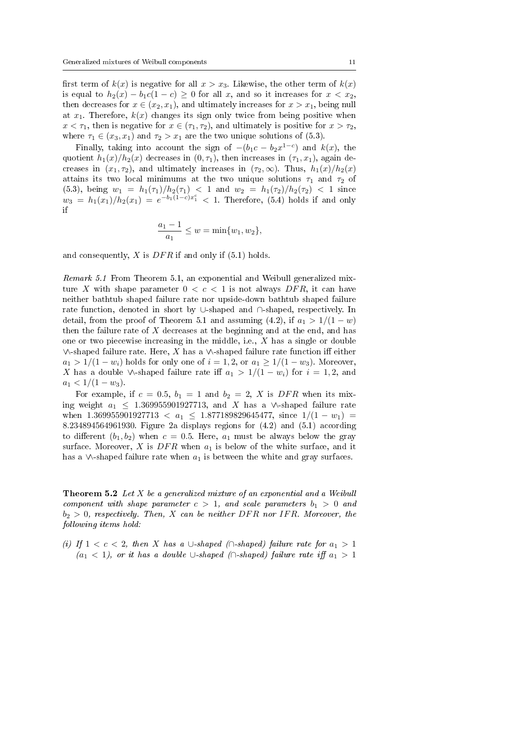first term of $k(x)$ is negative for all $x > x_3$. Likewise, the other term of $k(x)$ is equal to $h_2(x) - b_1c(1-c) \geq 0$ for all $x$, and so it increases for $x < x_2$, then decreases for $x \in (x_2, x_1)$, and ultimately increases for $x > x_1$, being null at $x_1$. Therefore, $k(x)$ changes its sign only twice from being positive when $x < \tau_1$, then is negative for $x \in (\tau_1, \tau_2)$, and ultimately is positive for $x > \tau_2$, where $\tau_1 \in (x_3, x_1)$ and $\tau_2 > x_1$ are the two unique solutions of (5.3).

Finally, taking into account the sign of $-(b_1c - b_2x^{1-c})$ and $k(x)$, the quotient $h_1(x)/h_2(x)$ decreases in $(0, \tau_1)$, then increases in $(\tau_1, x_1)$, again decreases in $(x_1, \tau_2)$, and ultimately increases in $(\tau_2, \infty)$. Thus, $h_1(x)/h_2(x)$ attains its two local minimums at the two unique solutions $\tau_1$ and $\tau_2$ of (5.3), being $w_1 = h_1(\tau_1)/h_2(\tau_1) < 1$ and $w_2 = h_1(\tau_2)/h_2(\tau_2) < 1$ since $w_3 = h_1(x_1)/h_2(x_1) = e^{-b_1(1-c)x_1^c} < 1$. Therefore, (5.4) holds if and only if

$$\frac{a_1 - 1}{a_1} \leq w = \min\{w_1, w_2\},$$

and consequently, $X$ is $DFR$ if and only if (5.1) holds.

*Remark 5.1* From Theorem 5.1, an exponential and Weibull generalized mixture $X$ with shape parameter $0 < c < 1$ is not always $DFR$, it can have neither bathtub shaped failure rate nor upside-down bathtub shaped failure rate function, denoted in short by $\cup$-shaped and $\cap$-shaped, respectively. In detail, from the proof of Theorem 5.1 and assuming (4.2), if $a_1 > 1/(1-w)$ then the failure rate of $X$ decreases at the beginning and at the end, and has one or two piecewise increasing in the middle, i.e., $X$ has a single or double $\setminus\!\!\wedge\!\!\setminus$-shaped failure rate. Here, $X$ has a $\setminus\!\!\wedge\!\!\setminus$-shaped failure rate function iff either $a_1 > 1/(1-w_i)$ holds for only one of $i = 1, 2$, or $a_1 \geq 1/(1-w_3)$. Moreover, $X$ has a double $\setminus\!\!\wedge\!\!\setminus$-shaped failure rate iff $a_1 > 1/(1-w_i)$ for $i = 1, 2$, and $a_1 < 1/(1-w_3)$.

For example, if $c = 0.5$, $b_1 = 1$ and $b_2 = 2$, $X$ is $DFR$ when its mixing weight $a_1 \leq 1.369955901927713$, and $X$ has a $\setminus\!\!\wedge\!\!\setminus$-shaped failure rate when $1.369955901927713 < a_1 \leq 1.877189829645477$, since $1/(1-w_1) = 8.234894564961930$. Figure 2a displays regions for (4.2) and (5.1) according to different $(b_1, b_2)$ when $c = 0.5$. Here, $a_1$ must be always below the gray surface. Moreover, $X$ is $DFR$ when $a_1$ is below of the white surface, and it has a $\setminus\!\!\wedge\!\!\setminus$-shaped failure rate when $a_1$ is between the white and gray surfaces.

**Theorem 5.2** *Let $X$ be a generalized mixture of an exponential and a Weibull component with shape parameter $c > 1$, and scale parameters $b_1 > 0$ and $b_2 > 0$, respectively. Then, $X$ can be neither $DFR$ nor $IFR$. Moreover, the following items hold:*

*(i) If $1 < c < 2$, then $X$ has a $\cup$-shaped ($\cap$-shaped) failure rate for $a_1 > 1$ ($a_1 < 1$), or it has a double $\cup$-shaped ($\cap$-shaped) failure rate iff $a_1 > 1$*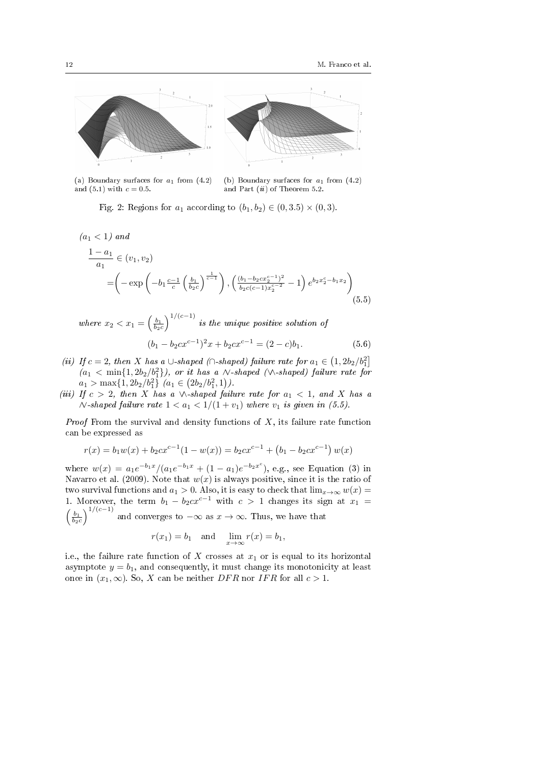(a) Boundary surfaces for $a_1$ from (4.2) and (5.1) with $c = 0.5$.

(b) Boundary surfaces for $a_1$ from (4.2) and Part (*ii*) of Theorem 5.2.

Fig. 2: Regions for $a_1$ according to $(b_1, b_2) \in (0, 3.5) \times (0, 3)$.

$(a_1 < 1)$ *and*

$$\frac{1-a_1}{a_1} \in (v_1, v_2) = \left( -\exp\left( -b_1 \frac{c-1}{c} \left( \frac{b_1}{b_2 c} \right)^{\frac{1}{c-1}} \right), \left( \frac{(b_1 - b_2 c x_2^{c-1})^2}{b_2 c(c-1) x_2^{c-2}} - 1 \right) e^{b_2 x_2^c - b_1 x_2} \right) \tag{5.5}$$

*where* $x_2 < x_1 = \left( \frac{b_1}{b_2 c} \right)^{1/(c-1)}$ *is the unique positive solution of*

$$(b_1 - b_2 c x^{c-1})^2 x + b_2 c x^{c-1} = (2 - c) b_1. \tag{5.6}$$

*(ii) If $c = 2$, then $X$ has a $\cup$-shaped ($\cap$-shaped) failure rate for $a_1 \in \left(1, 2b_2/b_1^2\right]$ $(a_1 < \min\{1, 2b_2/b_1^2\})$, or it has a $\wedge\!\!\!\vee$-shaped ($\vee\!\!\!\wedge$-shaped) failure rate for $a_1 > \max\{1, 2b_2/b_1^2\}$ $(a_1 \in \left(2b_2/b_1^2, 1\right))$.*

*(iii) If $c > 2$, then $X$ has a $\vee\!\!\!\wedge$-shaped failure rate for $a_1 < 1$, and $X$ has a $\wedge\!\!\!\vee$-shaped failure rate $1 < a_1 < 1/(1 + v_1)$ where $v_1$ is given in (5.5).*

*Proof* From the survival and density functions of $X$, its failure rate function can be expressed as

$$r(x) = b_1 w(x) + b_2 c x^{c-1}(1 - w(x)) = b_2 c x^{c-1} + \left( b_1 - b_2 c x^{c-1} \right) w(x)$$

where $w(x) = a_1 e^{-b_1 x}/(a_1 e^{-b_1 x} + (1 - a_1) e^{-b_2 x^c})$, e.g., see Equation (3) in Navarro et al. (2009). Note that $w(x)$ is always positive, since it is the ratio of two survival functions and $a_1 > 0$. Also, it is easy to check that $\lim_{x \to \infty} w(x) = 1$. Moreover, the term $b_1 - b_2 c x^{c-1}$ with $c > 1$ changes its sign at $x_1 = \left( \frac{b_1}{b_2 c} \right)^{1/(c-1)}$ and converges to $-\infty$ as $x \to \infty$. Thus, we have that

$$r(x_1) = b_1 \quad \text{and} \quad \lim_{x \to \infty} r(x) = b_1,$$

i.e., the failure rate function of $X$ crosses at $x_1$ or is equal to its horizontal asymptote $y = b_1$, and consequently, it must change its monotonicity at least once in $(x_1, \infty)$. So, $X$ can be neither $DFR$ nor $IFR$ for all $c > 1$.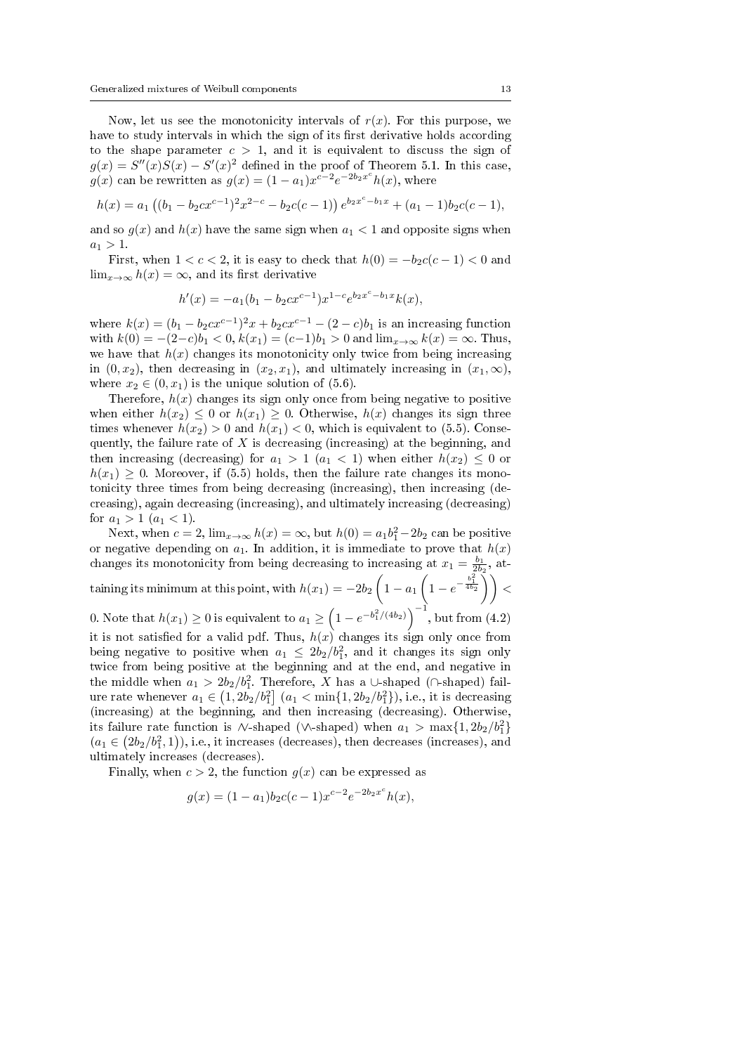Now, let us see the monotonicity intervals of $r(x)$. For this purpose, we have to study intervals in which the sign of its first derivative holds according to the shape parameter $c > 1$, and it is equivalent to discuss the sign of $g(x) = S''(x)S(x) - S'(x)^2$ defined in the proof of Theorem 5.1. In this case, $g(x)$ can be rewritten as $g(x) = (1 - a_1)x^{c-2}e^{-2b_2x^c}h(x)$, where

$$h(x) = a_1 \left( (b_1 - b_2cx^{c-1})^2 x^{2-c} - b_2c(c-1) \right) e^{b_2x^c - b_1x} + (a_1 - 1)b_2c(c-1),$$

and so $g(x)$ and $h(x)$ have the same sign when $a_1 < 1$ and opposite signs when $a_1 > 1$.

First, when $1 < c < 2$, it is easy to check that $h(0) = -b_2c(c-1) < 0$ and $\lim_{x\to\infty} h(x) = \infty$, and its first derivative

$$h'(x) = -a_1(b_1 - b_2cx^{c-1})x^{1-c}e^{b_2x^c - b_1x}k(x),$$

where $k(x) = (b_1 - b_2cx^{c-1})^2 x + b_2cx^{c-1} - (2-c)b_1$ is an increasing function with $k(0) = -(2-c)b_1 < 0$, $k(x_1) = (c-1)b_1 > 0$ and $\lim_{x\to\infty} k(x) = \infty$. Thus, we have that $h(x)$ changes its monotonicity only twice from being increasing in $(0, x_2)$, then decreasing in $(x_2, x_1)$, and ultimately increasing in $(x_1, \infty)$, where $x_2 \in (0, x_1)$ is the unique solution of (5.6).

Therefore, $h(x)$ changes its sign only once from being negative to positive when either $h(x_2) \le 0$ or $h(x_1) \ge 0$. Otherwise, $h(x)$ changes its sign three times whenever $h(x_2) > 0$ and $h(x_1) < 0$, which is equivalent to (5.5). Consequently, the failure rate of $X$ is decreasing (increasing) at the beginning, and then increasing (decreasing) for $a_1 > 1$ ($a_1 < 1$) when either $h(x_2) \le 0$ or $h(x_1) \ge 0$. Moreover, if (5.5) holds, then the failure rate changes its monotonicity three times from being decreasing (increasing), then increasing (decreasing), again decreasing (increasing), and ultimately increasing (decreasing) for $a_1 > 1$ ($a_1 < 1$).

Next, when $c = 2$, $\lim_{x\to\infty} h(x) = \infty$, but $h(0) = a_1b_1^2 - 2b_2$ can be positive or negative depending on $a_1$. In addition, it is immediate to prove that $h(x)$ changes its monotonicity from being decreasing to increasing at $x_1 = \frac{b_1}{2b_2}$, attaining its minimum at this point, with $h(x_1) = -2b_2\left(1 - a_1\left(1 - e^{-\frac{b_1^2}{4b_2}}\right)\right) < 0$. Note that $h(x_1) \ge 0$ is equivalent to $a_1 \ge \left(1 - e^{-b_1^2/(4b_2)}\right)^{-1}$, but from (4.2) it is not satisfied for a valid pdf. Thus, $h(x)$ changes its sign only once from being negative to positive when $a_1 \le 2b_2/b_1^2$, and it changes its sign only twice from being positive at the beginning and at the end, and negative in the middle when $a_1 > 2b_2/b_1^2$. Therefore, $X$ has a $\cup$-shaped ($\cap$-shaped) failure rate whenever $a_1 \in \left(1, 2b_2/b_1^2\right]$ ($a_1 < \min\{1, 2b_2/b_1^2\}$), i.e., it is decreasing (increasing) at the beginning, and then increasing (decreasing). Otherwise, its failure rate function is $\wedge\!\!\vee$-shaped ($\vee\!\!\wedge$-shaped) when $a_1 > \max\{1, 2b_2/b_1^2\}$ ($a_1 \in \left(2b_2/b_1^2, 1\right)$), i.e., it increases (decreases), then decreases (increases), and ultimately increases (decreases).

Finally, when $c > 2$, the function $g(x)$ can be expressed as

$$g(x) = (1 - a_1)b_2c(c-1)x^{c-2}e^{-2b_2x^c}h(x),$$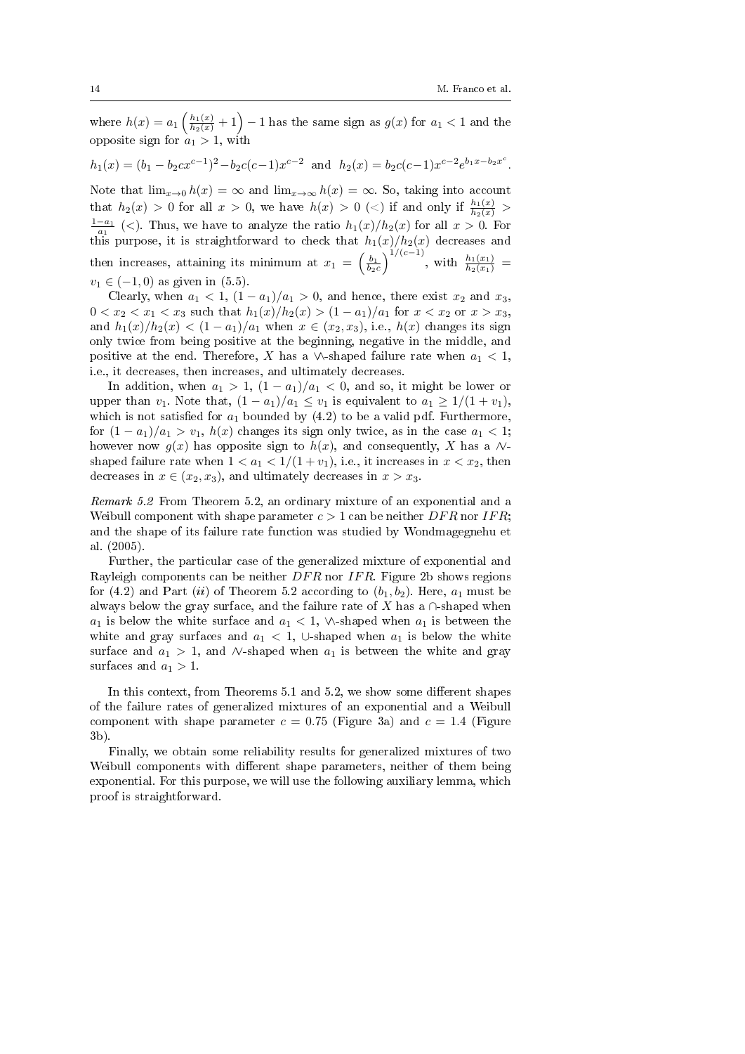where $h(x) = a_1\left(\frac{h_1(x)}{h_2(x)}+1\right)-1$ has the same sign as $g(x)$ for $a_1 < 1$ and the opposite sign for $a_1 > 1$, with

$$h_1(x) = (b_1 - b_2 c x^{c-1})^2 - b_2 c(c-1)x^{c-2} \text{ and } h_2(x) = b_2 c(c-1)x^{c-2}e^{b_1 x - b_2 x^c}.$$

Note that $\lim_{x\to 0} h(x) = \infty$ and $\lim_{x\to\infty} h(x) = \infty$. So, taking into account that $h_2(x) > 0$ for all $x > 0$, we have $h(x) > 0$ ($<$) if and only if $\frac{h_1(x)}{h_2(x)} > \frac{1-a_1}{a_1}$ ($<$). Thus, we have to analyze the ratio $h_1(x)/h_2(x)$ for all $x > 0$. For this purpose, it is straightforward to check that $h_1(x)/h_2(x)$ decreases and then increases, attaining its minimum at $x_1 = \left(\frac{b_1}{b_2 c}\right)^{1/(c-1)}$, with $\frac{h_1(x_1)}{h_2(x_1)} = v_1 \in (-1, 0)$ as given in (5.5).

Clearly, when $a_1 < 1$, $(1-a_1)/a_1 > 0$, and hence, there exist $x_2$ and $x_3$, $0 < x_2 < x_1 < x_3$ such that $h_1(x)/h_2(x) > (1-a_1)/a_1$ for $x < x_2$ or $x > x_3$, and $h_1(x)/h_2(x) < (1-a_1)/a_1$ when $x \in (x_2, x_3)$, i.e., $h(x)$ changes its sign only twice from being positive at the beginning, negative in the middle, and positive at the end. Therefore, $X$ has a $\backslash\!/\!\backslash$-shaped failure rate when $a_1 < 1$, i.e., it decreases, then increases, and ultimately decreases.

In addition, when $a_1 > 1$, $(1-a_1)/a_1 < 0$, and so, it might be lower or upper than $v_1$. Note that, $(1-a_1)/a_1 \le v_1$ is equivalent to $a_1 \ge 1/(1+v_1)$, which is not satisfied for $a_1$ bounded by (4.2) to be a valid pdf. Furthermore, for $(1-a_1)/a_1 > v_1$, $h(x)$ changes its sign only twice, as in the case $a_1 < 1$; however now $g(x)$ has opposite sign to $h(x)$, and consequently, $X$ has a $/\!\backslash\!/$-shaped failure rate when $1 < a_1 < 1/(1+v_1)$, i.e., it increases in $x < x_2$, then decreases in $x \in (x_2, x_3)$, and ultimately decreases in $x > x_3$.

*Remark 5.2* From Theorem 5.2, an ordinary mixture of an exponential and a Weibull component with shape parameter $c > 1$ can be neither $DFR$ nor $IFR$; and the shape of its failure rate function was studied by Wondmagegnehu et al. (2005).

Further, the particular case of the generalized mixture of exponential and Rayleigh components can be neither $DFR$ nor $IFR$. Figure 2b shows regions for (4.2) and Part (*ii*) of Theorem 5.2 according to $(b_1, b_2)$. Here, $a_1$ must be always below the gray surface, and the failure rate of $X$ has a $\cap$-shaped when $a_1$ is below the white surface and $a_1 < 1$, $\backslash\!/\!\backslash$-shaped when $a_1$ is between the white and gray surfaces and $a_1 < 1$, $\cup$-shaped when $a_1$ is below the white surface and $a_1 > 1$, and $/\!\backslash\!/$-shaped when $a_1$ is between the white and gray surfaces and $a_1 > 1$.

In this context, from Theorems 5.1 and 5.2, we show some different shapes of the failure rates of generalized mixtures of an exponential and a Weibull component with shape parameter $c = 0.75$ (Figure 3a) and $c = 1.4$ (Figure 3b).

Finally, we obtain some reliability results for generalized mixtures of two Weibull components with different shape parameters, neither of them being exponential. For this purpose, we will use the following auxiliary lemma, which proof is straightforward.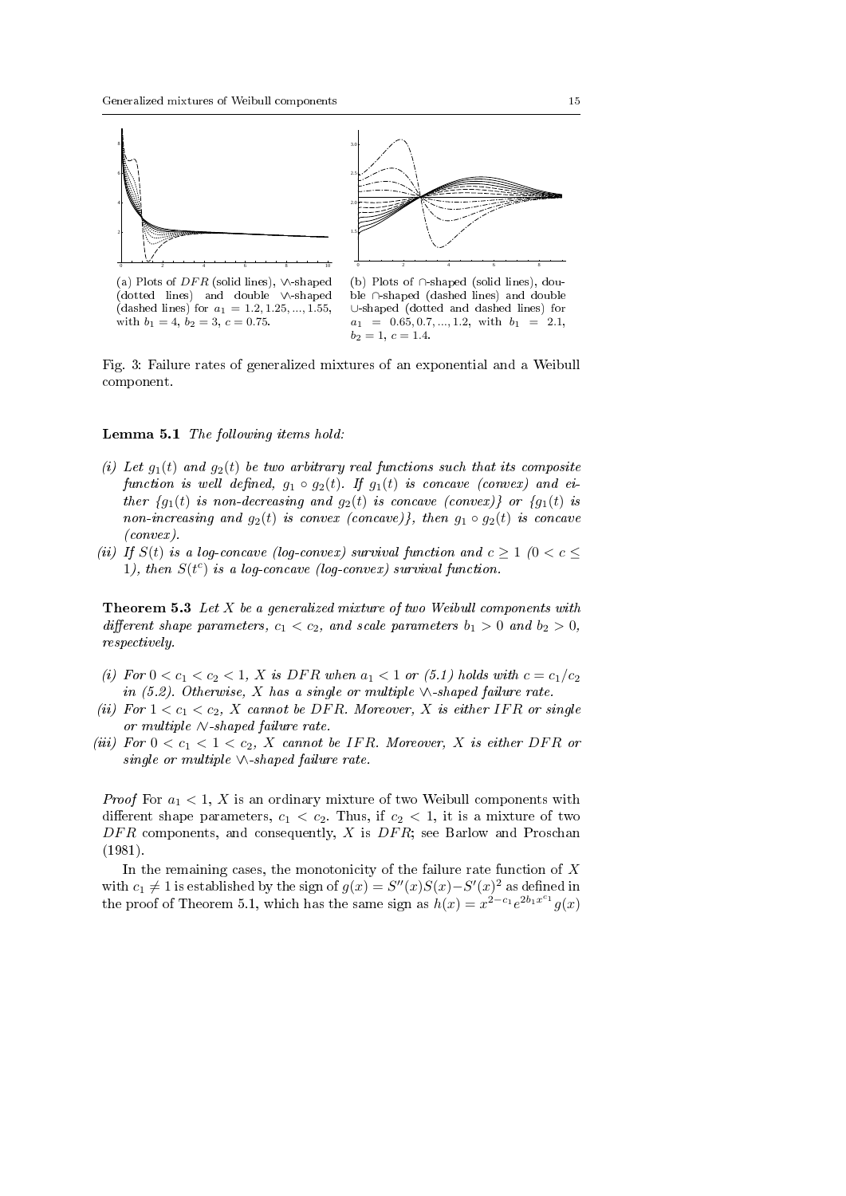(a) Plots of $DFR$ (solid lines), $\vee\!\!\wedge$-shaped (dotted lines) and double $\vee\!\!\wedge$-shaped (dashed lines) for $a_1 = 1.2, 1.25, ..., 1.55$, with $b_1 = 4$, $b_2 = 3$, $c = 0.75$.

(b) Plots of $\cap$-shaped (solid lines), double $\cap$-shaped (dashed lines) and double $\cup$-shaped (dotted and dashed lines) for $a_1 = 0.65, 0.7, ..., 1.2$, with $b_1 = 2.1$, $b_2 = 1$, $c = 1.4$.

Fig. 3: Failure rates of generalized mixtures of an exponential and a Weibull component.

**Lemma 5.1** *The following items hold:*

*(i) Let $g_1(t)$ and $g_2(t)$ be two arbitrary real functions such that its composite function is well defined, $g_1 \circ g_2(t)$. If $g_1(t)$ is concave (convex) and either {$g_1(t)$ is non-decreasing and $g_2(t)$ is concave (convex)} or {$g_1(t)$ is non-increasing and $g_2(t)$ is convex (concave)}, then $g_1 \circ g_2(t)$ is concave (convex).*

*(ii) If $S(t)$ is a log-concave (log-convex) survival function and $c \geq 1$ ($0 < c \leq 1$), then $S(t^c)$ is a log-concave (log-convex) survival function.*

**Theorem 5.3** *Let $X$ be a generalized mixture of two Weibull components with different shape parameters, $c_1 < c_2$, and scale parameters $b_1 > 0$ and $b_2 > 0$, respectively.*

*(i) For $0 < c_1 < c_2 < 1$, $X$ is $DFR$ when $a_1 < 1$ or (5.1) holds with $c = c_1/c_2$ in (5.2). Otherwise, $X$ has a single or multiple $\vee\!\!\wedge$-shaped failure rate.*

*(ii) For $1 < c_1 < c_2$, $X$ cannot be $DFR$. Moreover, $X$ is either $IFR$ or single or multiple $\wedge\!\!\vee$-shaped failure rate.*

*(iii) For $0 < c_1 < 1 < c_2$, $X$ cannot be $IFR$. Moreover, $X$ is either $DFR$ or single or multiple $\vee\!\!\wedge$-shaped failure rate.*

*Proof* For $a_1 < 1$, $X$ is an ordinary mixture of two Weibull components with different shape parameters, $c_1 < c_2$. Thus, if $c_2 < 1$, it is a mixture of two $DFR$ components, and consequently, $X$ is $DFR$; see Barlow and Proschan (1981).

In the remaining cases, the monotonicity of the failure rate function of $X$ with $c_1 \neq 1$ is established by the sign of $g(x) = S''(x)S(x) - S'(x)^2$ as defined in the proof of Theorem 5.1, which has the same sign as $h(x) = x^{2-c_1}e^{2b_1 x^{c_1}}g(x)$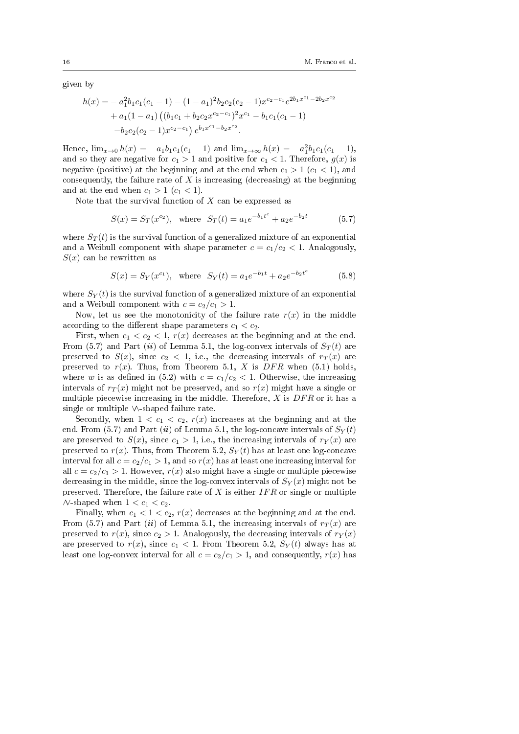given by

$$
\begin{aligned}
h(x) = & - a_1^2 b_1 c_1 (c_1 - 1) - (1 - a_1)^2 b_2 c_2 (c_2 - 1) x^{c_2 - c_1} e^{2b_1 x^{c_1} - 2b_2 x^{c_2}} \\
& + a_1 (1 - a_1) \left( (b_1 c_1 + b_2 c_2 x^{c_2 - c_1})^2 x^{c_1} - b_1 c_1 (c_1 - 1) \right. \\
& \left. - b_2 c_2 (c_2 - 1) x^{c_2 - c_1} \right) e^{b_1 x^{c_1} - b_2 x^{c_2}}.
\end{aligned}
$$

Hence, $\lim_{x \to 0} h(x) = -a_1 b_1 c_1 (c_1 - 1)$ and $\lim_{x \to \infty} h(x) = -a_1^2 b_1 c_1 (c_1 - 1)$, and so they are negative for $c_1 > 1$ and positive for $c_1 < 1$. Therefore, $g(x)$ is negative (positive) at the beginning and at the end when $c_1 > 1$ ($c_1 < 1$), and consequently, the failure rate of $X$ is increasing (decreasing) at the beginning and at the end when $c_1 > 1$ ($c_1 < 1$).

Note that the survival function of $X$ can be expressed as

$$
S(x) = S_T(x^{c_2}), \quad \text{where} \quad S_T(t) = a_1 e^{-b_1 t^c} + a_2 e^{-b_2 t} \tag{5.7}
$$

where $S_T(t)$ is the survival function of a generalized mixture of an exponential and a Weibull component with shape parameter $c = c_1/c_2 < 1$. Analogously, $S(x)$ can be rewritten as

$$
S(x) = S_Y(x^{c_1}), \quad \text{where} \quad S_Y(t) = a_1 e^{-b_1 t} + a_2 e^{-b_2 t^c} \tag{5.8}
$$

where $S_Y(t)$ is the survival function of a generalized mixture of an exponential and a Weibull component with $c = c_2/c_1 > 1$.

Now, let us see the monotonicity of the failure rate $r(x)$ in the middle according to the different shape parameters $c_1 < c_2$.

First, when $c_1 < c_2 < 1$, $r(x)$ decreases at the beginning and at the end. From (5.7) and Part (*ii*) of Lemma 5.1, the log-convex intervals of $S_T(t)$ are preserved to $S(x)$, since $c_2 < 1$, i.e., the decreasing intervals of $r_T(x)$ are preserved to $r(x)$. Thus, from Theorem 5.1, $X$ is $DFR$ when (5.1) holds, where $w$ is as defined in (5.2) with $c = c_1/c_2 < 1$. Otherwise, the increasing intervals of $r_T(x)$ might not be preserved, and so $r(x)$ might have a single or multiple piecewise increasing in the middle. Therefore, $X$ is $DFR$ or it has a single or multiple $\vee\!\!\vee$-shaped failure rate.

Secondly, when $1 < c_1 < c_2$, $r(x)$ increases at the beginning and at the end. From (5.7) and Part (*ii*) of Lemma 5.1, the log-concave intervals of $S_Y(t)$ are preserved to $S(x)$, since $c_1 > 1$, i.e., the increasing intervals of $r_Y(x)$ are preserved to $r(x)$. Thus, from Theorem 5.2, $S_Y(t)$ has at least one log-concave interval for all $c = c_2/c_1 > 1$, and so $r(x)$ has at least one increasing interval for all $c = c_2/c_1 > 1$. However, $r(x)$ also might have a single or multiple piecewise decreasing in the middle, since the log-convex intervals of $S_Y(x)$ might not be preserved. Therefore, the failure rate of $X$ is either $IFR$ or single or multiple $\wedge\!\!\wedge$-shaped when $1 < c_1 < c_2$.

Finally, when $c_1 < 1 < c_2$, $r(x)$ decreases at the beginning and at the end. From (5.7) and Part (*ii*) of Lemma 5.1, the increasing intervals of $r_T(x)$ are preserved to $r(x)$, since $c_2 > 1$. Analogously, the decreasing intervals of $r_Y(x)$ are preserved to $r(x)$, since $c_1 < 1$. From Theorem 5.2, $S_Y(t)$ always has at least one log-convex interval for all $c = c_2/c_1 > 1$, and consequently, $r(x)$ has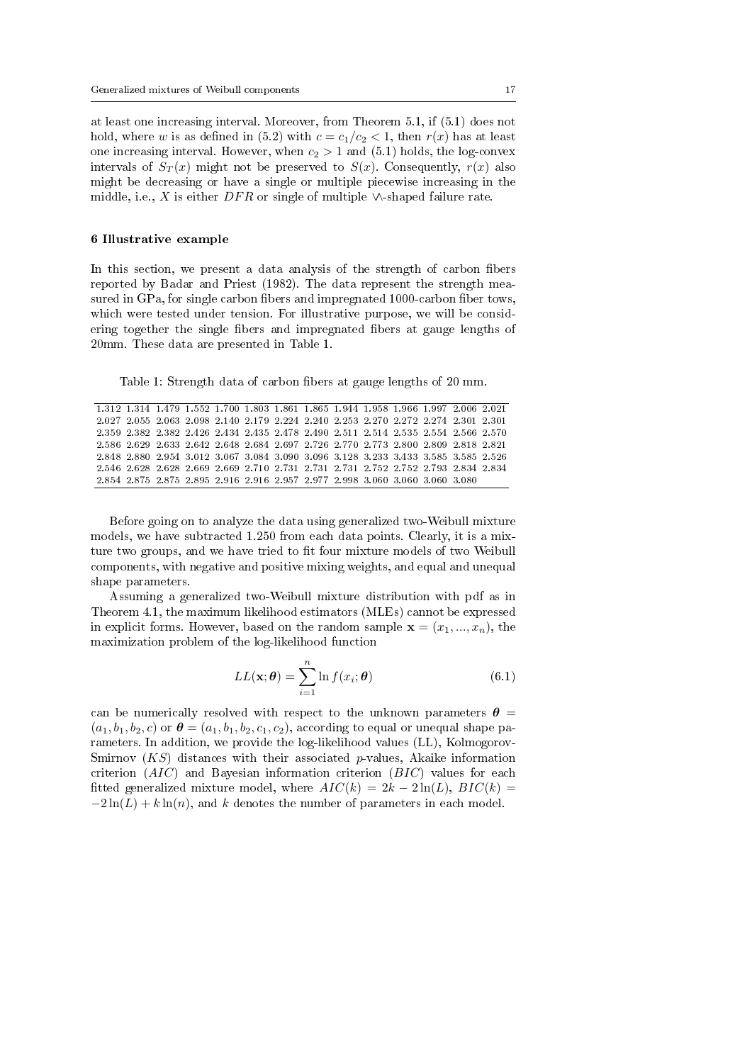at least one increasing interval. Moreover, from Theorem 5.1, if (5.1) does not hold, where $w$ is as defined in (5.2) with $c = c_1/c_2 < 1$, then $r(x)$ has at least one increasing interval. However, when $c_2 > 1$ and (5.1) holds, the log-convex intervals of $S_T(x)$ might not be preserved to $S(x)$. Consequently, $r(x)$ also might be decreasing or have a single or multiple piecewise increasing in the middle, i.e., $X$ is either $DFR$ or single of multiple $\vee\!\wedge$-shaped failure rate.

## 6 Illustrative example

In this section, we present a data analysis of the strength of carbon fibers reported by Badar and Priest (1982). The data represent the strength measured in GPa, for single carbon fibers and impregnated 1000-carbon fiber tows, which were tested under tension. For illustrative purpose, we will be considering together the single fibers and impregnated fibers at gauge lengths of 20mm. These data are presented in Table 1.

Table 1: Strength data of carbon fibers at gauge lengths of 20 mm.

| | | | | | | | | | | | | | |
|---|---|---|---|---|---|---|---|---|---|---|---|---|---|
| 1.312 | 1.314 | 1.479 | 1.552 | 1.700 | 1.803 | 1.861 | 1.865 | 1.944 | 1.958 | 1.966 | 1.997 | 2.006 | 2.021 |
| 2.027 | 2.055 | 2.063 | 2.098 | 2.140 | 2.179 | 2.224 | 2.240 | 2.253 | 2.270 | 2.272 | 2.274 | 2.301 | 2.301 |
| 2.359 | 2.382 | 2.382 | 2.426 | 2.434 | 2.435 | 2.478 | 2.490 | 2.511 | 2.514 | 2.535 | 2.554 | 2.566 | 2.570 |
| 2.586 | 2.629 | 2.633 | 2.642 | 2.648 | 2.684 | 2.697 | 2.726 | 2.770 | 2.773 | 2.800 | 2.809 | 2.818 | 2.821 |
| 2.848 | 2.880 | 2.954 | 3.012 | 3.067 | 3.084 | 3.090 | 3.096 | 3.128 | 3.233 | 3.433 | 3.585 | 3.585 | 2.526 |
| 2.546 | 2.628 | 2.628 | 2.669 | 2.669 | 2.710 | 2.731 | 2.731 | 2.731 | 2.752 | 2.752 | 2.793 | 2.834 | 2.834 |
| 2.854 | 2.875 | 2.875 | 2.895 | 2.916 | 2.916 | 2.957 | 2.977 | 2.998 | 3.060 | 3.060 | 3.060 | 3.080 | |

Before going on to analyze the data using generalized two-Weibull mixture models, we have subtracted 1.250 from each data points. Clearly, it is a mixture two groups, and we have tried to fit four mixture models of two Weibull components, with negative and positive mixing weights, and equal and unequal shape parameters.

Assuming a generalized two-Weibull mixture distribution with pdf as in Theorem 4.1, the maximum likelihood estimators (MLEs) cannot be expressed in explicit forms. However, based on the random sample $\mathbf{x} = (x_1, ..., x_n)$, the maximization problem of the log-likelihood function

$$LL(\mathbf{x}; \boldsymbol{\theta}) = \sum_{i=1}^{n} \ln f(x_i; \boldsymbol{\theta}) \tag{6.1}$$

can be numerically resolved with respect to the unknown parameters $\boldsymbol{\theta} = (a_1, b_1, b_2, c)$ or $\boldsymbol{\theta} = (a_1, b_1, b_2, c_1, c_2)$, according to equal or unequal shape parameters. In addition, we provide the log-likelihood values (LL), Kolmogorov-Smirnov ($KS$) distances with their associated $p$-values, Akaike information criterion ($AIC$) and Bayesian information criterion ($BIC$) values for each fitted generalized mixture model, where $AIC(k) = 2k - 2\ln(L)$, $BIC(k) = -2\ln(L) + k\ln(n)$, and $k$ denotes the number of parameters in each model.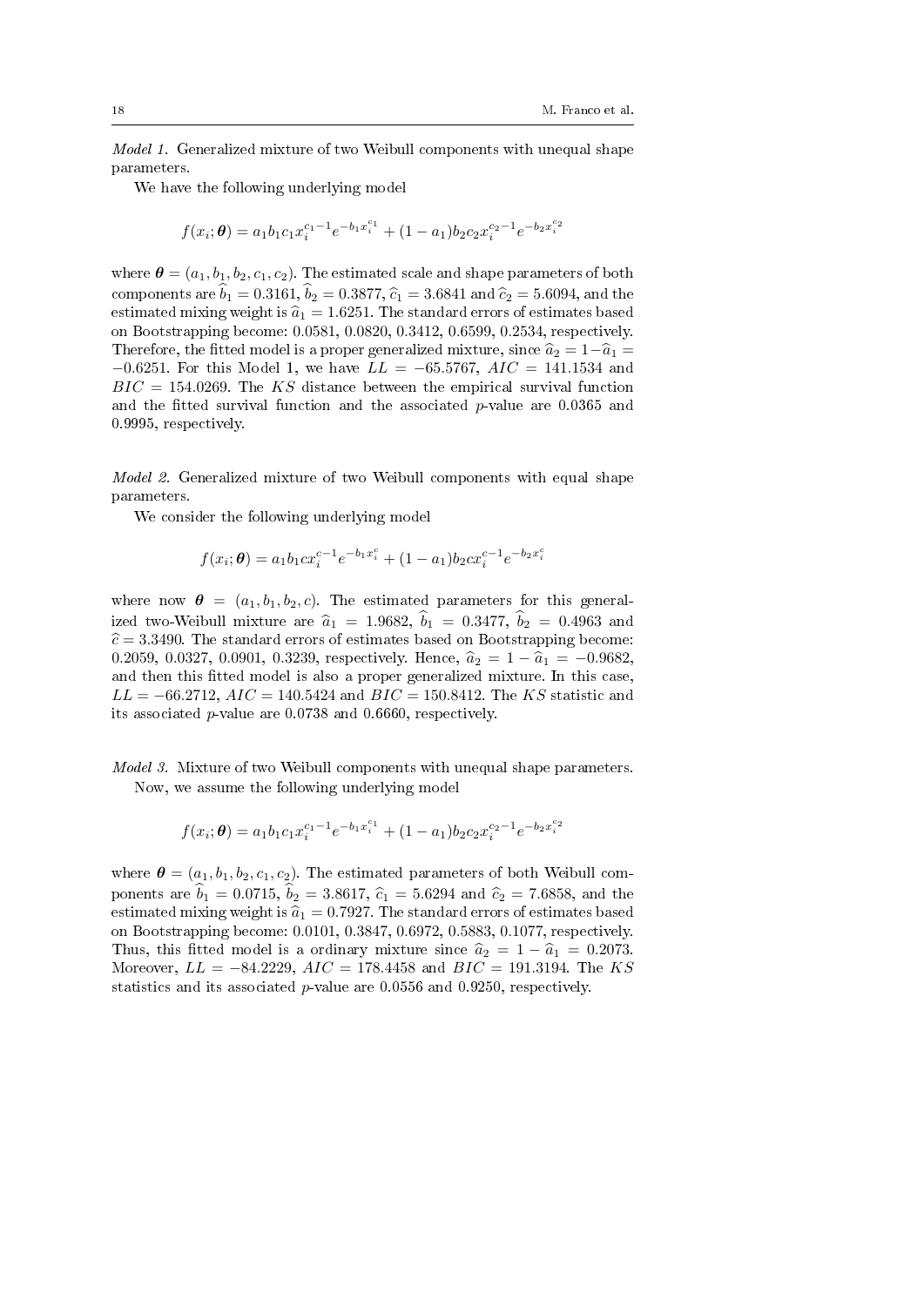*Model 1.* Generalized mixture of two Weibull components with unequal shape parameters.

We have the following underlying model

$$f(x_i;\boldsymbol{\theta}) = a_1 b_1 c_1 x_i^{c_1-1} e^{-b_1 x_i^{c_1}} + (1-a_1) b_2 c_2 x_i^{c_2-1} e^{-b_2 x_i^{c_2}}$$

where $\boldsymbol{\theta} = (a_1, b_1, b_2, c_1, c_2)$. The estimated scale and shape parameters of both components are $\widehat{b}_1 = 0.3161$, $\widehat{b}_2 = 0.3877$, $\widehat{c}_1 = 3.6841$ and $\widehat{c}_2 = 5.6094$, and the estimated mixing weight is $\widehat{a}_1 = 1.6251$. The standard errors of estimates based on Bootstrapping become: 0.0581, 0.0820, 0.3412, 0.6599, 0.2534, respectively. Therefore, the fitted model is a proper generalized mixture, since $\widehat{a}_2 = 1-\widehat{a}_1 = -0.6251$. For this Model 1, we have $LL = -65.5767$, $AIC = 141.1534$ and $BIC = 154.0269$. The $KS$ distance between the empirical survival function and the fitted survival function and the associated $p$-value are 0.0365 and 0.9995, respectively.

*Model 2.* Generalized mixture of two Weibull components with equal shape parameters.

We consider the following underlying model

$$f(x_i;\boldsymbol{\theta}) = a_1 b_1 c x_i^{c-1} e^{-b_1 x_i^{c}} + (1-a_1) b_2 c x_i^{c-1} e^{-b_2 x_i^{c}}$$

where now $\boldsymbol{\theta} = (a_1, b_1, b_2, c)$. The estimated parameters for this generalized two-Weibull mixture are $\widehat{a}_1 = 1.9682$, $\widehat{b}_1 = 0.3477$, $\widehat{b}_2 = 0.4963$ and $\widehat{c} = 3.3490$. The standard errors of estimates based on Bootstrapping become: 0.2059, 0.0327, 0.0901, 0.3239, respectively. Hence, $\widehat{a}_2 = 1-\widehat{a}_1 = -0.9682$, and then this fitted model is also a proper generalized mixture. In this case, $LL = -66.2712$, $AIC = 140.5424$ and $BIC = 150.8412$. The $KS$ statistic and its associated $p$-value are 0.0738 and 0.6660, respectively.

*Model 3.* Mixture of two Weibull components with unequal shape parameters.

Now, we assume the following underlying model

$$f(x_i;\boldsymbol{\theta}) = a_1 b_1 c_1 x_i^{c_1-1} e^{-b_1 x_i^{c_1}} + (1-a_1) b_2 c_2 x_i^{c_2-1} e^{-b_2 x_i^{c_2}}$$

where $\boldsymbol{\theta} = (a_1, b_1, b_2, c_1, c_2)$. The estimated parameters of both Weibull components are $\widehat{b}_1 = 0.0715$, $\widehat{b}_2 = 3.8617$, $\widehat{c}_1 = 5.6294$ and $\widehat{c}_2 = 7.6858$, and the estimated mixing weight is $\widehat{a}_1 = 0.7927$. The standard errors of estimates based on Bootstrapping become: 0.0101, 0.3847, 0.6972, 0.5883, 0.1077, respectively. Thus, this fitted model is a ordinary mixture since $\widehat{a}_2 = 1-\widehat{a}_1 = 0.2073$. Moreover, $LL = -84.2229$, $AIC = 178.4458$ and $BIC = 191.3194$. The $KS$ statistics and its associated $p$-value are 0.0556 and 0.9250, respectively.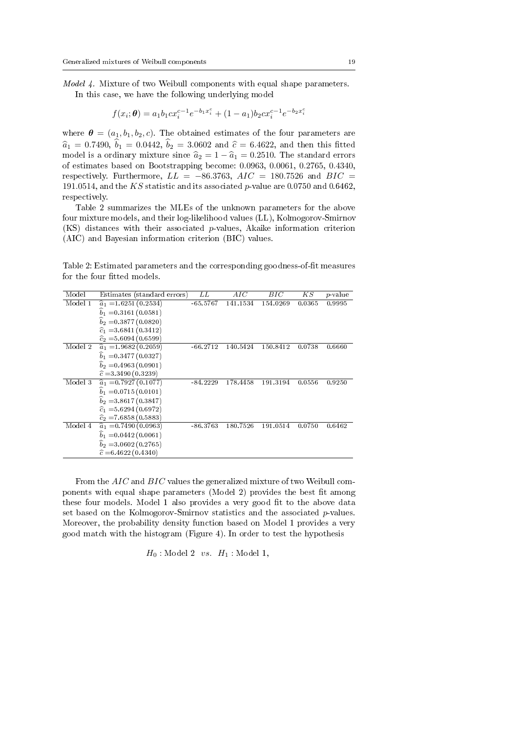*Model 4.* Mixture of two Weibull components with equal shape parameters.

In this case, we have the following underlying model

$$f(x_i;\boldsymbol{\theta}) = a_1 b_1 c x_i^{c-1} e^{-b_1 x_i^c} + (1-a_1) b_2 c x_i^{c-1} e^{-b_2 x_i^c}$$

where $\boldsymbol{\theta} = (a_1, b_1, b_2, c)$. The obtained estimates of the four parameters are $\widehat{a}_1 = 0.7490$, $\widehat{b}_1 = 0.0442$, $\widehat{b}_2 = 3.0602$ and $\widehat{c} = 6.4622$, and then this fitted model is a ordinary mixture since $\widehat{a}_2 = 1 - \widehat{a}_1 = 0.2510$. The standard errors of estimates based on Bootstrapping become: 0.0963, 0.0061, 0.2765, 0.4340, respectively. Furthermore, $LL = -86.3763$, $AIC = 180.7526$ and $BIC = 191.0514$, and the $KS$ statistic and its associated $p$-value are 0.0750 and 0.6462, respectively.

Table 2 summarizes the MLEs of the unknown parameters for the above four mixture models, and their log-likelihood values (LL), Kolmogorov-Smirnov (KS) distances with their associated $p$-values, Akaike information criterion (AIC) and Bayesian information criterion (BIC) values.

Table 2: Estimated parameters and the corresponding goodness-of-fit measures for the four fitted models.

| Model | Estimates (standard errors) | $LL$ | $AIC$ | $BIC$ | $KS$ | $p$-value |
|---|---|---|---|---|---|---|
| Model 1 | $\widehat{a}_1 = 1.6251\,(0.2534)$ | -65.5767 | 141.1534 | 154.0269 | 0.0365 | 0.9995 |
| | $\widehat{b}_1 = 0.3161\,(0.0581)$ | | | | | |
| | $\widehat{b}_2 = 0.3877\,(0.0820)$ | | | | | |
| | $\widehat{c}_1 = 3.6841\,(0.3412)$ | | | | | |
| | $\widehat{c}_2 = 5.6094\,(0.6599)$ | | | | | |
| Model 2 | $\widehat{a}_1 = 1.9682\,(0.2059)$ | -66.2712 | 140.5424 | 150.8412 | 0.0738 | 0.6660 |
| | $\widehat{b}_1 = 0.3477\,(0.0327)$ | | | | | |
| | $\widehat{b}_2 = 0.4963\,(0.0901)$ | | | | | |
| | $\widehat{c} = 3.3490\,(0.3239)$ | | | | | |
| Model 3 | $\widehat{a}_1 = 0.7927\,(0.1077)$ | -84.2229 | 178.4458 | 191.3194 | 0.0556 | 0.9250 |
| | $\widehat{b}_1 = 0.0715\,(0.0101)$ | | | | | |
| | $\widehat{b}_2 = 3.8617\,(0.3847)$ | | | | | |
| | $\widehat{c}_1 = 5.6294\,(0.6972)$ | | | | | |
| | $\widehat{c}_2 = 7.6858\,(0.5883)$ | | | | | |
| Model 4 | $\widehat{a}_1 = 0.7490\,(0.0963)$ | -86.3763 | 180.7526 | 191.0514 | 0.0750 | 0.6462 |
| | $\widehat{b}_1 = 0.0442\,(0.0061)$ | | | | | |
| | $\widehat{b}_2 = 3.0602\,(0.2765)$ | | | | | |
| | $\widehat{c} = 6.4622\,(0.4340)$ | | | | | |

From the $AIC$ and $BIC$ values the generalized mixture of two Weibull components with equal shape parameters (Model 2) provides the best fit among these four models. Model 1 also provides a very good fit to the above data set based on the Kolmogorov-Smirnov statistics and the associated $p$-values. Moreover, the probability density function based on Model 1 provides a very good match with the histogram (Figure 4). In order to test the hypothesis

$$H_0 : \text{Model 2} \quad vs. \quad H_1 : \text{Model 1},$$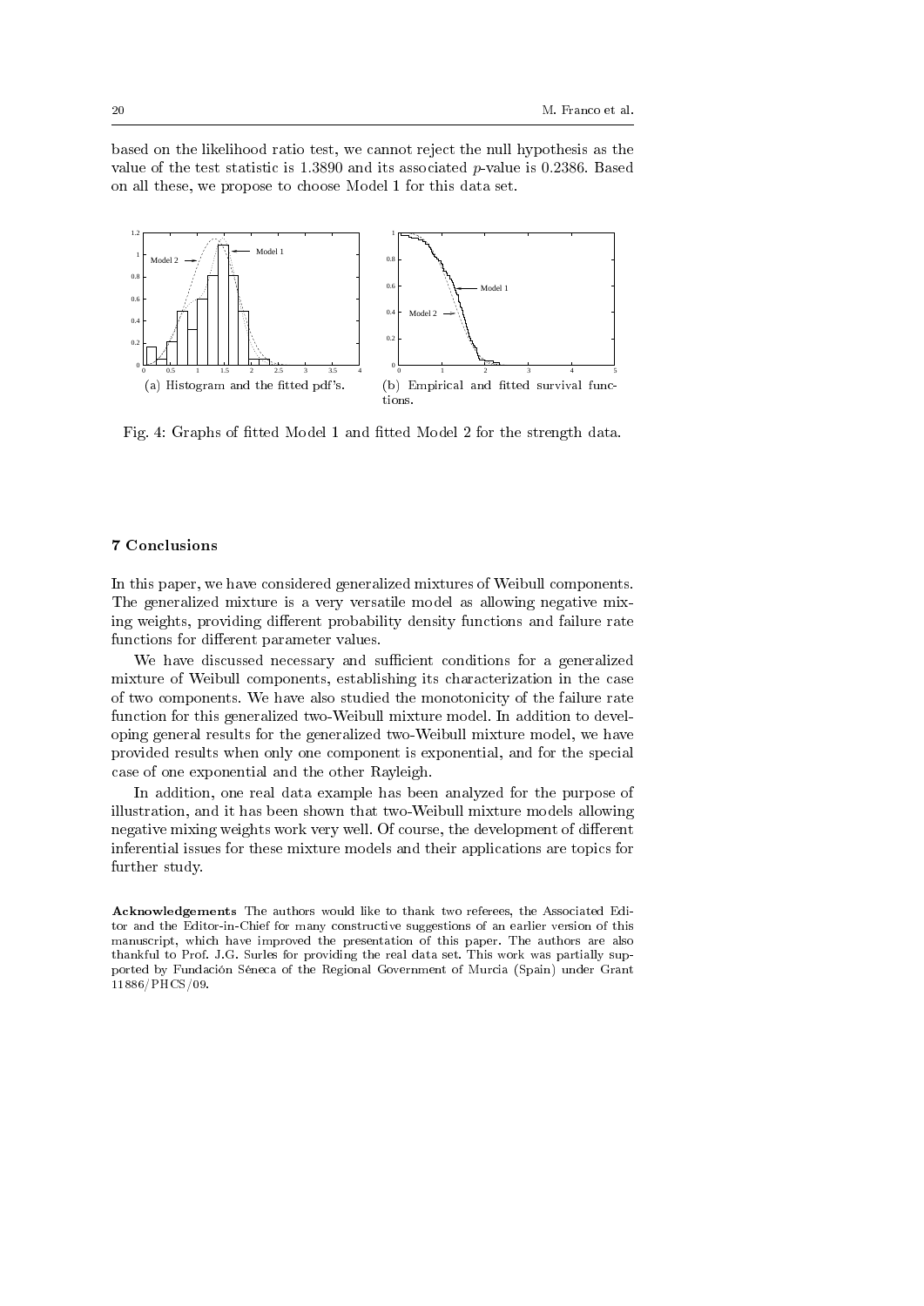based on the likelihood ratio test, we cannot reject the null hypothesis as the value of the test statistic is 1.3890 and its associated $p$-value is 0.2386. Based on all these, we propose to choose Model 1 for this data set.

(a) Histogram and the fitted pdf's.

(b) Empirical and fitted survival functions.

Fig. 4: Graphs of fitted Model 1 and fitted Model 2 for the strength data.

## 7 Conclusions

In this paper, we have considered generalized mixtures of Weibull components. The generalized mixture is a very versatile model as allowing negative mixing weights, providing different probability density functions and failure rate functions for different parameter values.

We have discussed necessary and sufficient conditions for a generalized mixture of Weibull components, establishing its characterization in the case of two components. We have also studied the monotonicity of the failure rate function for this generalized two-Weibull mixture model. In addition to developing general results for the generalized two-Weibull mixture model, we have provided results when only one component is exponential, and for the special case of one exponential and the other Rayleigh.

In addition, one real data example has been analyzed for the purpose of illustration, and it has been shown that two-Weibull mixture models allowing negative mixing weights work very well. Of course, the development of different inferential issues for these mixture models and their applications are topics for further study.

**Acknowledgements** The authors would like to thank two referees, the Associated Editor and the Editor-in-Chief for many constructive suggestions of an earlier version of this manuscript, which have improved the presentation of this paper. The authors are also thankful to Prof. J.G. Surles for providing the real data set. This work was partially supported by Fundación Séneca of the Regional Government of Murcia (Spain) under Grant 11886/PHCS/09.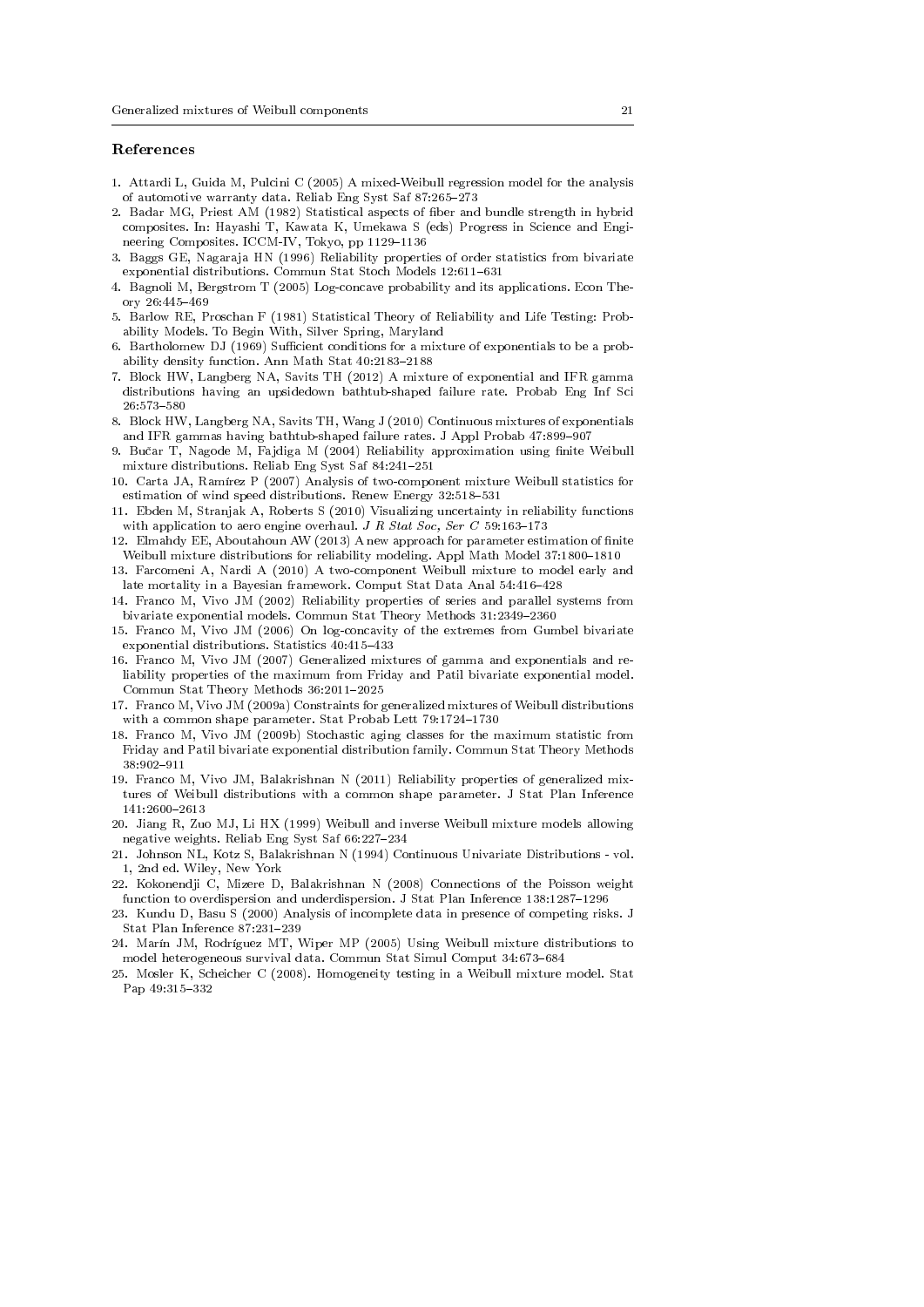## References

1. Attardi L, Guida M, Pulcini C (2005) A mixed-Weibull regression model for the analysis of automotive warranty data. Reliab Eng Syst Saf 87:265–273
2. Badar MG, Priest AM (1982) Statistical aspects of fiber and bundle strength in hybrid composites. In: Hayashi T, Kawata K, Umekawa S (eds) Progress in Science and Engineering Composites. ICCM-IV, Tokyo, pp 1129–1136
3. Baggs GE, Nagaraja HN (1996) Reliability properties of order statistics from bivariate exponential distributions. Commun Stat Stoch Models 12:611–631
4. Bagnoli M, Bergstrom T (2005) Log-concave probability and its applications. Econ Theory 26:445–469
5. Barlow RE, Proschan F (1981) Statistical Theory of Reliability and Life Testing: Probability Models. To Begin With, Silver Spring, Maryland
6. Bartholomew DJ (1969) Sufficient conditions for a mixture of exponentials to be a probability density function. Ann Math Stat 40:2183–2188
7. Block HW, Langberg NA, Savits TH (2012) A mixture of exponential and IFR gamma distributions having an upsidedown bathtub-shaped failure rate. Probab Eng Inf Sci 26:573–580
8. Block HW, Langberg NA, Savits TH, Wang J (2010) Continuous mixtures of exponentials and IFR gammas having bathtub-shaped failure rates. J Appl Probab 47:899–907
9. Bučar T, Nagode M, Fajdiga M (2004) Reliability approximation using finite Weibull mixture distributions. Reliab Eng Syst Saf 84:241–251
10. Carta JA, Ramírez P (2007) Analysis of two-component mixture Weibull statistics for estimation of wind speed distributions. Renew Energy 32:518–531
11. Ebden M, Stranjak A, Roberts S (2010) Visualizing uncertainty in reliability functions with application to aero engine overhaul. *J R Stat Soc, Ser C* 59:163–173
12. Elmahdy EE, Aboutahoun AW (2013) A new approach for parameter estimation of finite Weibull mixture distributions for reliability modeling. Appl Math Model 37:1800–1810
13. Farcomeni A, Nardi A (2010) A two-component Weibull mixture to model early and late mortality in a Bayesian framework. Comput Stat Data Anal 54:416–428
14. Franco M, Vivo JM (2002) Reliability properties of series and parallel systems from bivariate exponential models. Commun Stat Theory Methods 31:2349–2360
15. Franco M, Vivo JM (2006) On log-concavity of the extremes from Gumbel bivariate exponential distributions. Statistics 40:415–433
16. Franco M, Vivo JM (2007) Generalized mixtures of gamma and exponentials and reliability properties of the maximum from Friday and Patil bivariate exponential model. Commun Stat Theory Methods 36:2011–2025
17. Franco M, Vivo JM (2009a) Constraints for generalized mixtures of Weibull distributions with a common shape parameter. Stat Probab Lett 79:1724–1730
18. Franco M, Vivo JM (2009b) Stochastic aging classes for the maximum statistic from Friday and Patil bivariate exponential distribution family. Commun Stat Theory Methods 38:902–911
19. Franco M, Vivo JM, Balakrishnan N (2011) Reliability properties of generalized mixtures of Weibull distributions with a common shape parameter. J Stat Plan Inference 141:2600–2613
20. Jiang R, Zuo MJ, Li HX (1999) Weibull and inverse Weibull mixture models allowing negative weights. Reliab Eng Syst Saf 66:227–234
21. Johnson NL, Kotz S, Balakrishnan N (1994) Continuous Univariate Distributions - vol. 1, 2nd ed. Wiley, New York
22. Kokonendji C, Mizere D, Balakrishnan N (2008) Connections of the Poisson weight function to overdispersion and underdispersion. J Stat Plan Inference 138:1287–1296
23. Kundu D, Basu S (2000) Analysis of incomplete data in presence of competing risks. J Stat Plan Inference 87:231–239
24. Marín JM, Rodríguez MT, Wiper MP (2005) Using Weibull mixture distributions to model heterogeneous survival data. Commun Stat Simul Comput 34:673–684
25. Mosler K, Scheicher C (2008). Homogeneity testing in a Weibull mixture model. Stat Pap 49:315–332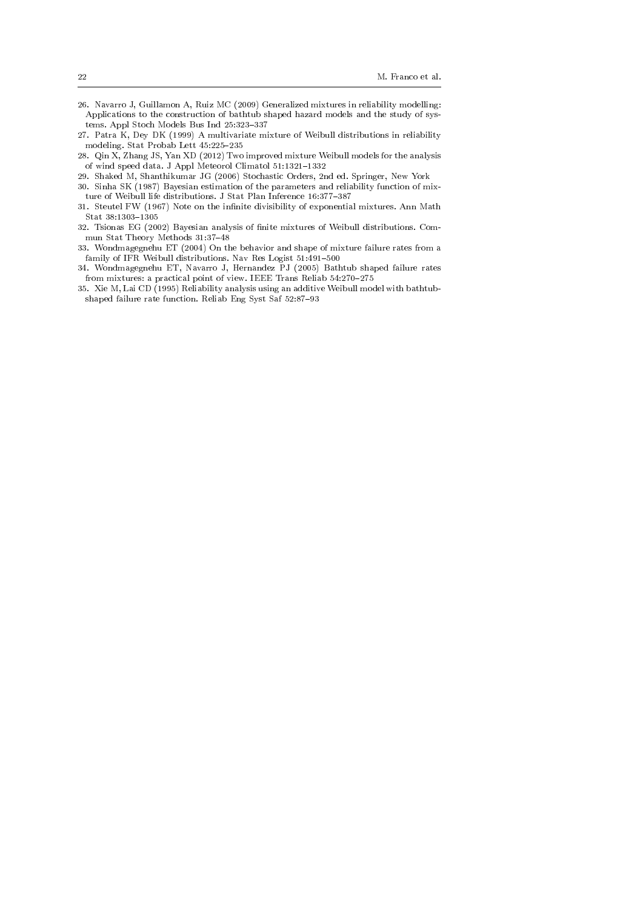26. Navarro J, Guillamon A, Ruiz MC (2009) Generalized mixtures in reliability modelling: Applications to the construction of bathtub shaped hazard models and the study of systems. Appl Stoch Models Bus Ind 25:323–337
27. Patra K, Dey DK (1999) A multivariate mixture of Weibull distributions in reliability modeling. Stat Probab Lett 45:225–235
28. Qin X, Zhang JS, Yan XD (2012) Two improved mixture Weibull models for the analysis of wind speed data. J Appl Meteorol Climatol 51:1321–1332
29. Shaked M, Shanthikumar JG (2006) Stochastic Orders, 2nd ed. Springer, New York
30. Sinha SK (1987) Bayesian estimation of the parameters and reliability function of mixture of Weibull life distributions. J Stat Plan Inference 16:377–387
31. Steutel FW (1967) Note on the infinite divisibility of exponential mixtures. Ann Math Stat 38:1303–1305
32. Tsionas EG (2002) Bayesian analysis of finite mixtures of Weibull distributions. Commun Stat Theory Methods 31:37–48
33. Wondmagegnehu ET (2004) On the behavior and shape of mixture failure rates from a family of IFR Weibull distributions. Nav Res Logist 51:491–500
34. Wondmagegnehu ET, Navarro J, Hernandez PJ (2005) Bathtub shaped failure rates from mixtures: a practical point of view. IEEE Trans Reliab 54:270–275
35. Xie M, Lai CD (1995) Reliability analysis using an additive Weibull model with bathtub-shaped failure rate function. Reliab Eng Syst Saf 52:87–93